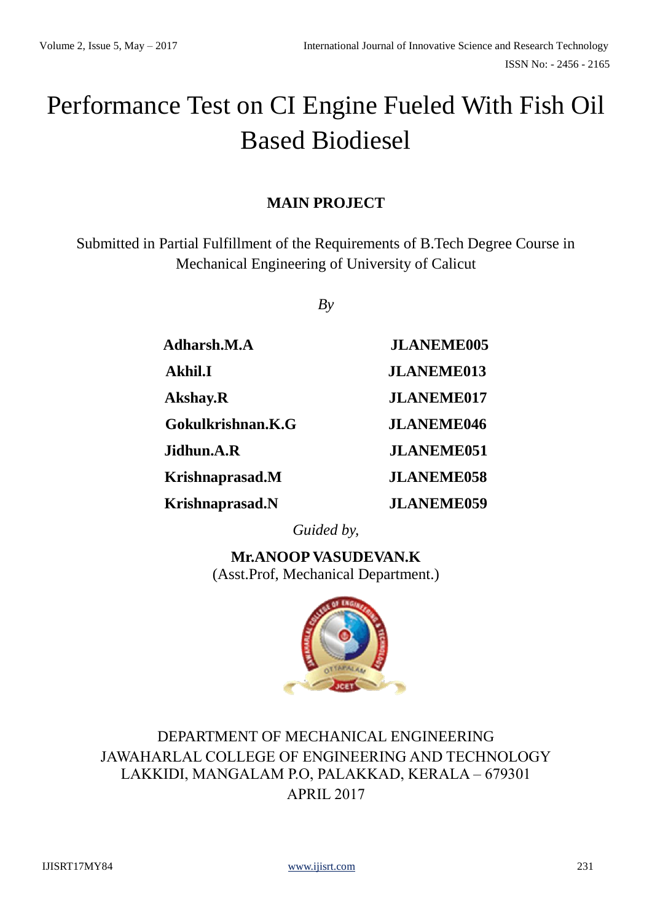# Performance Test on CI Engine Fueled With Fish Oil Based Biodiesel

**MAIN PROJECT**

Submitted in Partial Fulfillment of the Requirements of B.Tech Degree Course in Mechanical Engineering of University of Calicut

*By*

| | |
|---|---|
| **Adharsh.M.A** | **JLANEME005** |
| **Akhil.I** | **JLANEME013** |
| **Akshay.R** | **JLANEME017** |
| **Gokulkrishnan.K.G** | **JLANEME046** |
| **Jidhun.A.R** | **JLANEME051** |
| **Krishnaprasad.M** | **JLANEME058** |
| **Krishnaprasad.N** | **JLANEME059** |

*Guided by,*

**Mr.ANOOP VASUDEVAN.K**
(Asst.Prof, Mechanical Department.)

DEPARTMENT OF MECHANICAL ENGINEERING
JAWAHARLAL COLLEGE OF ENGINEERING AND TECHNOLOGY
LAKKIDI, MANGALAM P.O, PALAKKAD, KERALA – 679301
APRIL 2017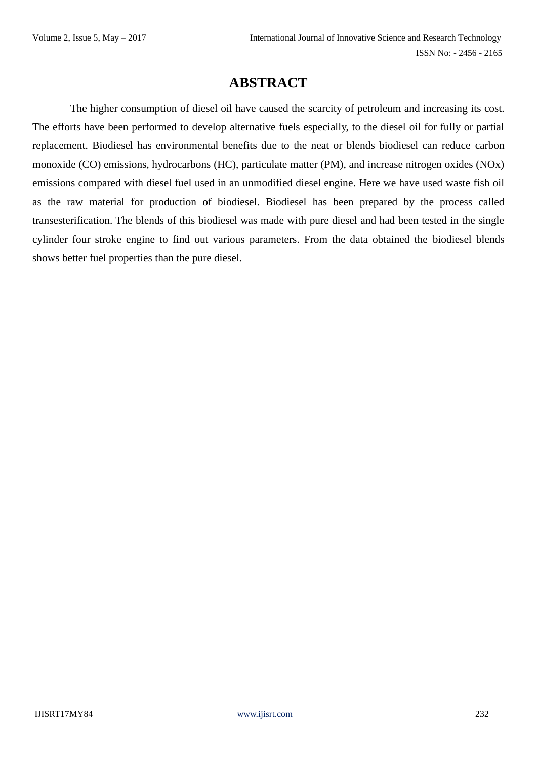# ABSTRACT

The higher consumption of diesel oil have caused the scarcity of petroleum and increasing its cost. The efforts have been performed to develop alternative fuels especially, to the diesel oil for fully or partial replacement. Biodiesel has environmental benefits due to the neat or blends biodiesel can reduce carbon monoxide (CO) emissions, hydrocarbons (HC), particulate matter (PM), and increase nitrogen oxides (NOx) emissions compared with diesel fuel used in an unmodified diesel engine. Here we have used waste fish oil as the raw material for production of biodiesel. Biodiesel has been prepared by the process called transesterification. The blends of this biodiesel was made with pure diesel and had been tested in the single cylinder four stroke engine to find out various parameters. From the data obtained the biodiesel blends shows better fuel properties than the pure diesel.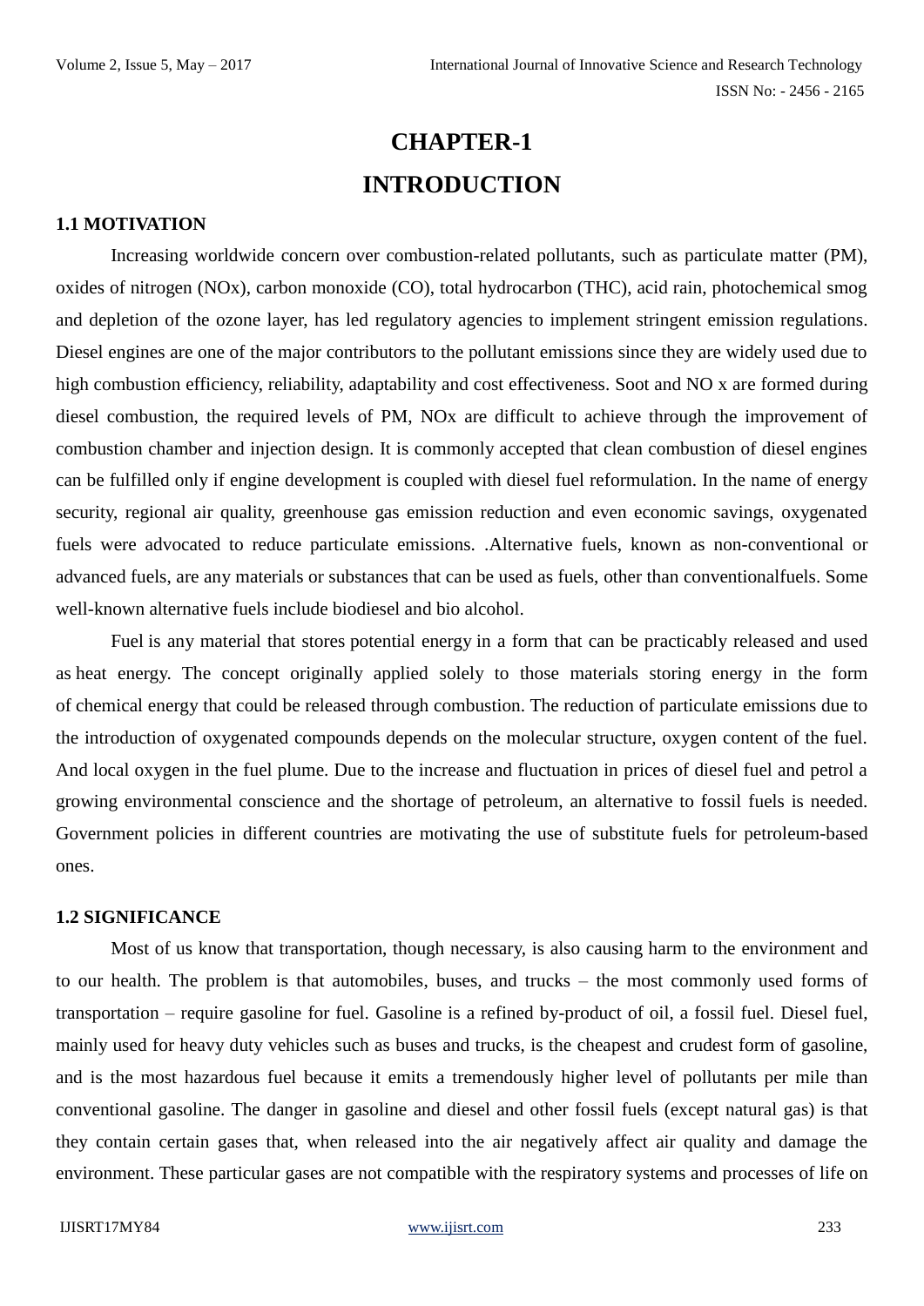# CHAPTER-1

# INTRODUCTION

## 1.1 MOTIVATION

Increasing worldwide concern over combustion-related pollutants, such as particulate matter (PM), oxides of nitrogen (NOx), carbon monoxide (CO), total hydrocarbon (THC), acid rain, photochemical smog and depletion of the ozone layer, has led regulatory agencies to implement stringent emission regulations. Diesel engines are one of the major contributors to the pollutant emissions since they are widely used due to high combustion efficiency, reliability, adaptability and cost effectiveness. Soot and NO x are formed during diesel combustion, the required levels of PM, NOx are difficult to achieve through the improvement of combustion chamber and injection design. It is commonly accepted that clean combustion of diesel engines can be fulfilled only if engine development is coupled with diesel fuel reformulation. In the name of energy security, regional air quality, greenhouse gas emission reduction and even economic savings, oxygenated fuels were advocated to reduce particulate emissions. .Alternative fuels, known as non-conventional or advanced fuels, are any materials or substances that can be used as fuels, other than conventionalfuels. Some well-known alternative fuels include biodiesel and bio alcohol.

Fuel is any material that stores potential energy in a form that can be practicably released and used as heat energy. The concept originally applied solely to those materials storing energy in the form of chemical energy that could be released through combustion. The reduction of particulate emissions due to the introduction of oxygenated compounds depends on the molecular structure, oxygen content of the fuel. And local oxygen in the fuel plume. Due to the increase and fluctuation in prices of diesel fuel and petrol a growing environmental conscience and the shortage of petroleum, an alternative to fossil fuels is needed. Government policies in different countries are motivating the use of substitute fuels for petroleum-based ones.

## 1.2 SIGNIFICANCE

Most of us know that transportation, though necessary, is also causing harm to the environment and to our health. The problem is that automobiles, buses, and trucks – the most commonly used forms of transportation – require gasoline for fuel. Gasoline is a refined by-product of oil, a fossil fuel. Diesel fuel, mainly used for heavy duty vehicles such as buses and trucks, is the cheapest and crudest form of gasoline, and is the most hazardous fuel because it emits a tremendously higher level of pollutants per mile than conventional gasoline. The danger in gasoline and diesel and other fossil fuels (except natural gas) is that they contain certain gases that, when released into the air negatively affect air quality and damage the environment. These particular gases are not compatible with the respiratory systems and processes of life on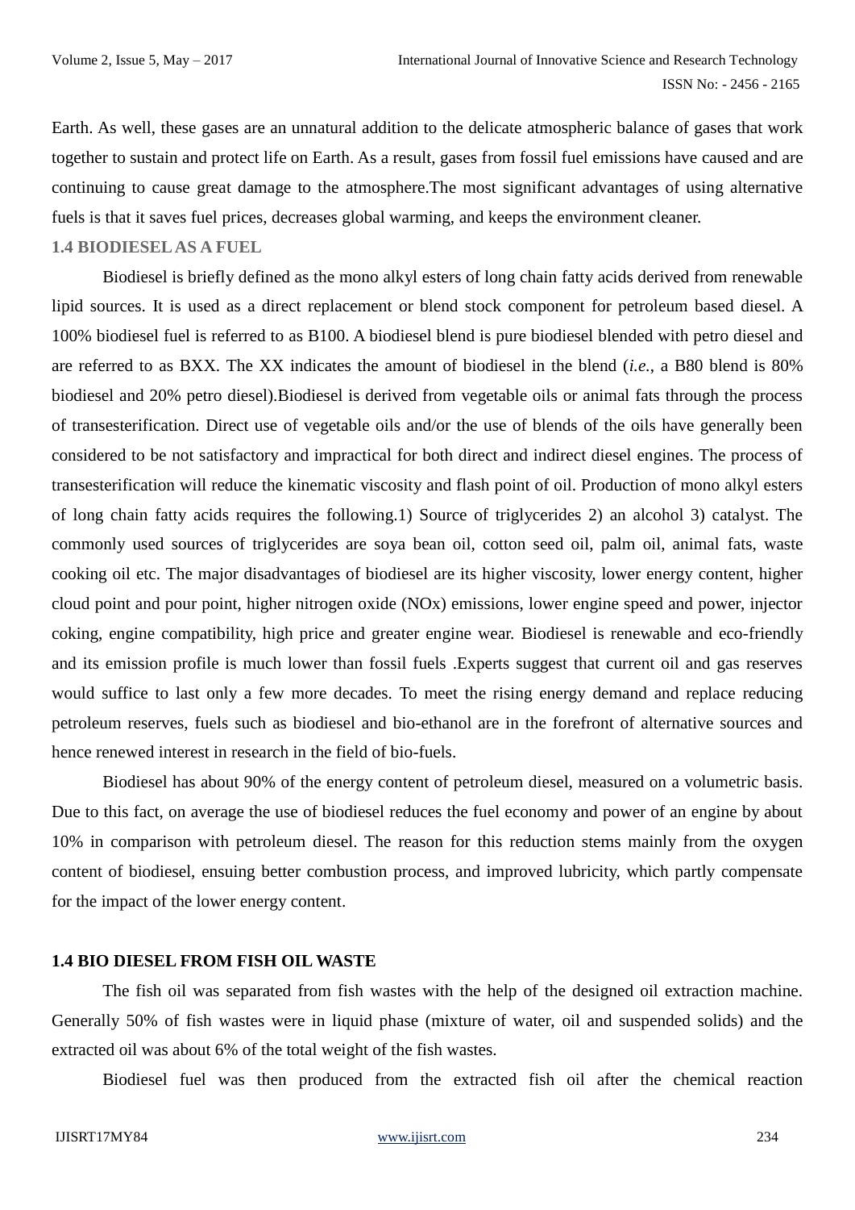Earth. As well, these gases are an unnatural addition to the delicate atmospheric balance of gases that work together to sustain and protect life on Earth. As a result, gases from fossil fuel emissions have caused and are continuing to cause great damage to the atmosphere.The most significant advantages of using alternative fuels is that it saves fuel prices, decreases global warming, and keeps the environment cleaner.

### 1.4 BIODIESEL AS A FUEL

Biodiesel is briefly defined as the mono alkyl esters of long chain fatty acids derived from renewable lipid sources. It is used as a direct replacement or blend stock component for petroleum based diesel. A 100% biodiesel fuel is referred to as B100. A biodiesel blend is pure biodiesel blended with petro diesel and are referred to as BXX. The XX indicates the amount of biodiesel in the blend (*i.e.*, a B80 blend is 80% biodiesel and 20% petro diesel).Biodiesel is derived from vegetable oils or animal fats through the process of transesterification. Direct use of vegetable oils and/or the use of blends of the oils have generally been considered to be not satisfactory and impractical for both direct and indirect diesel engines. The process of transesterification will reduce the kinematic viscosity and flash point of oil. Production of mono alkyl esters of long chain fatty acids requires the following.1) Source of triglycerides 2) an alcohol 3) catalyst. The commonly used sources of triglycerides are soya bean oil, cotton seed oil, palm oil, animal fats, waste cooking oil etc. The major disadvantages of biodiesel are its higher viscosity, lower energy content, higher cloud point and pour point, higher nitrogen oxide (NOx) emissions, lower engine speed and power, injector coking, engine compatibility, high price and greater engine wear. Biodiesel is renewable and eco-friendly and its emission profile is much lower than fossil fuels .Experts suggest that current oil and gas reserves would suffice to last only a few more decades. To meet the rising energy demand and replace reducing petroleum reserves, fuels such as biodiesel and bio-ethanol are in the forefront of alternative sources and hence renewed interest in research in the field of bio-fuels.

Biodiesel has about 90% of the energy content of petroleum diesel, measured on a volumetric basis. Due to this fact, on average the use of biodiesel reduces the fuel economy and power of an engine by about 10% in comparison with petroleum diesel. The reason for this reduction stems mainly from the oxygen content of biodiesel, ensuing better combustion process, and improved lubricity, which partly compensate for the impact of the lower energy content.

### 1.4 BIO DIESEL FROM FISH OIL WASTE

The fish oil was separated from fish wastes with the help of the designed oil extraction machine. Generally 50% of fish wastes were in liquid phase (mixture of water, oil and suspended solids) and the extracted oil was about 6% of the total weight of the fish wastes.

Biodiesel fuel was then produced from the extracted fish oil after the chemical reaction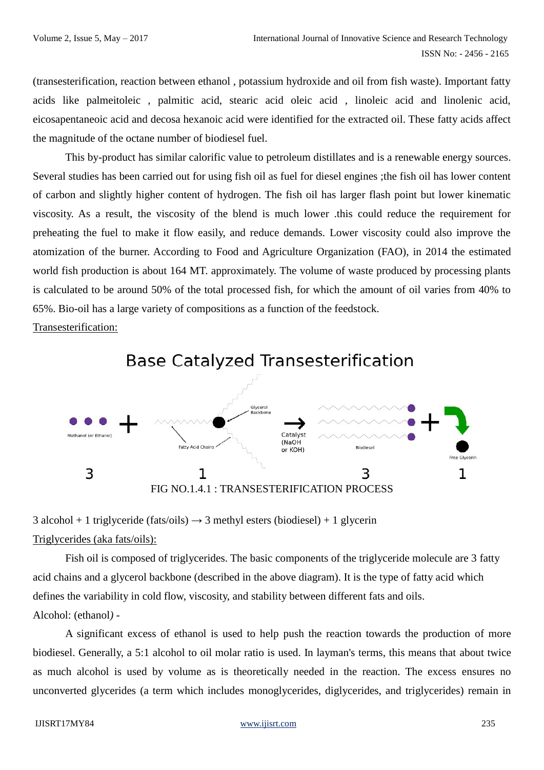(transesterification, reaction between ethanol , potassium hydroxide and oil from fish waste). Important fatty acids like palmeitoleic , palmitic acid, stearic acid oleic acid , linoleic acid and linolenic acid, eicosapentaneoic acid and decosa hexanoic acid were identified for the extracted oil. These fatty acids affect the magnitude of the octane number of biodiesel fuel.

This by-product has similar calorific value to petroleum distillates and is a renewable energy sources. Several studies has been carried out for using fish oil as fuel for diesel engines ;the fish oil has lower content of carbon and slightly higher content of hydrogen. The fish oil has larger flash point but lower kinematic viscosity. As a result, the viscosity of the blend is much lower .this could reduce the requirement for preheating the fuel to make it flow easily, and reduce demands. Lower viscosity could also improve the atomization of the burner. According to Food and Agriculture Organization (FAO), in 2014 the estimated world fish production is about 164 MT. approximately. The volume of waste produced by processing plants is calculated to be around 50% of the total processed fish, for which the amount of oil varies from 40% to 65%. Bio-oil has a large variety of compositions as a function of the feedstock.

Transesterification:

Base Catalyzed Transesterification

Methanol (or Ethanol) 3 + Fatty Acid Chains, Glycerol Backbone 1 → Catalyst (NaOH or KOH) → Biodiesel 3 + Free Glycerin 1

FIG NO.1.4.1 : TRANSESTERIFICATION PROCESS

3 alcohol + 1 triglyceride (fats/oils) → 3 methyl esters (biodiesel) + 1 glycerin

Triglycerides (aka fats/oils):

Fish oil is composed of triglycerides. The basic components of the triglyceride molecule are 3 fatty acid chains and a glycerol backbone (described in the above diagram). It is the type of fatty acid which defines the variability in cold flow, viscosity, and stability between different fats and oils.

Alcohol: (ethanol*)* -

A significant excess of ethanol is used to help push the reaction towards the production of more biodiesel. Generally, a 5:1 alcohol to oil molar ratio is used. In layman's terms, this means that about twice as much alcohol is used by volume as is theoretically needed in the reaction. The excess ensures no unconverted glycerides (a term which includes monoglycerides, diglycerides, and triglycerides) remain in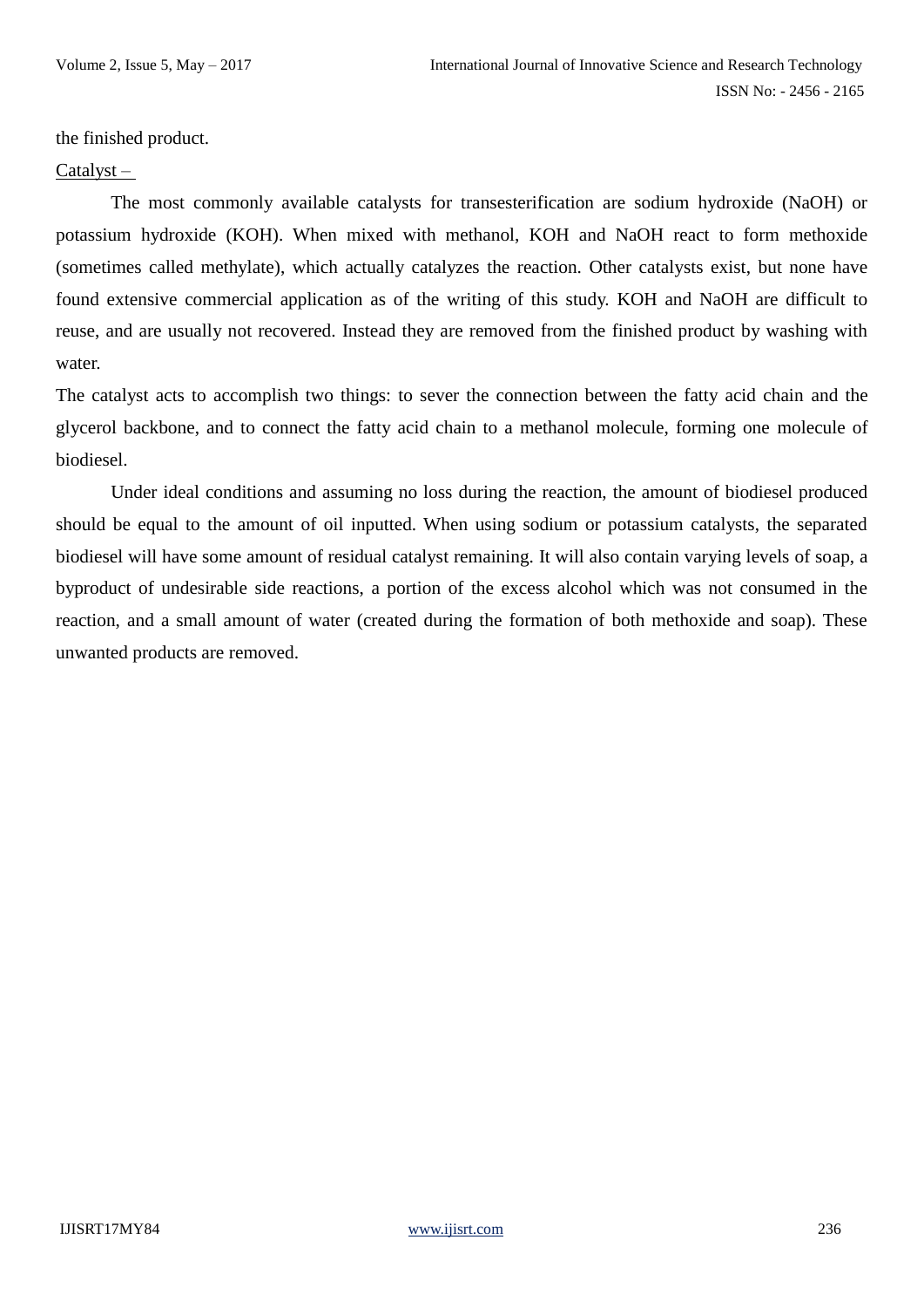the finished product.

<u>Catalyst –</u>

The most commonly available catalysts for transesterification are sodium hydroxide (NaOH) or potassium hydroxide (KOH). When mixed with methanol, KOH and NaOH react to form methoxide (sometimes called methylate), which actually catalyzes the reaction. Other catalysts exist, but none have found extensive commercial application as of the writing of this study. KOH and NaOH are difficult to reuse, and are usually not recovered. Instead they are removed from the finished product by washing with water.

The catalyst acts to accomplish two things: to sever the connection between the fatty acid chain and the glycerol backbone, and to connect the fatty acid chain to a methanol molecule, forming one molecule of biodiesel.

Under ideal conditions and assuming no loss during the reaction, the amount of biodiesel produced should be equal to the amount of oil inputted. When using sodium or potassium catalysts, the separated biodiesel will have some amount of residual catalyst remaining. It will also contain varying levels of soap, a byproduct of undesirable side reactions, a portion of the excess alcohol which was not consumed in the reaction, and a small amount of water (created during the formation of both methoxide and soap). These unwanted products are removed.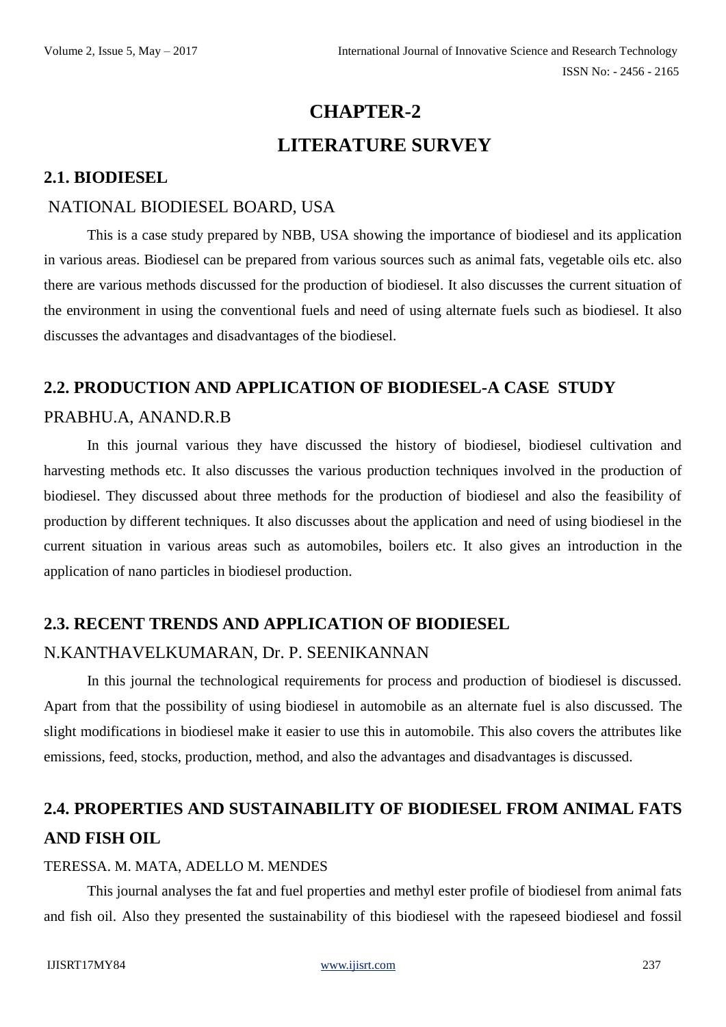# CHAPTER-2

# LITERATURE SURVEY

## 2.1. BIODIESEL

NATIONAL BIODIESEL BOARD, USA

This is a case study prepared by NBB, USA showing the importance of biodiesel and its application in various areas. Biodiesel can be prepared from various sources such as animal fats, vegetable oils etc. also there are various methods discussed for the production of biodiesel. It also discusses the current situation of the environment in using the conventional fuels and need of using alternate fuels such as biodiesel. It also discusses the advantages and disadvantages of the biodiesel.

## 2.2. PRODUCTION AND APPLICATION OF BIODIESEL-A CASE STUDY

PRABHU.A, ANAND.R.B

In this journal various they have discussed the history of biodiesel, biodiesel cultivation and harvesting methods etc. It also discusses the various production techniques involved in the production of biodiesel. They discussed about three methods for the production of biodiesel and also the feasibility of production by different techniques. It also discusses about the application and need of using biodiesel in the current situation in various areas such as automobiles, boilers etc. It also gives an introduction in the application of nano particles in biodiesel production.

## 2.3. RECENT TRENDS AND APPLICATION OF BIODIESEL

N.KANTHAVELKUMARAN, Dr. P. SEENIKANNAN

In this journal the technological requirements for process and production of biodiesel is discussed. Apart from that the possibility of using biodiesel in automobile as an alternate fuel is also discussed. The slight modifications in biodiesel make it easier to use this in automobile. This also covers the attributes like emissions, feed, stocks, production, method, and also the advantages and disadvantages is discussed.

## 2.4. PROPERTIES AND SUSTAINABILITY OF BIODIESEL FROM ANIMAL FATS AND FISH OIL

TERESSA. M. MATA, ADELLO M. MENDES

This journal analyses the fat and fuel properties and methyl ester profile of biodiesel from animal fats and fish oil. Also they presented the sustainability of this biodiesel with the rapeseed biodiesel and fossil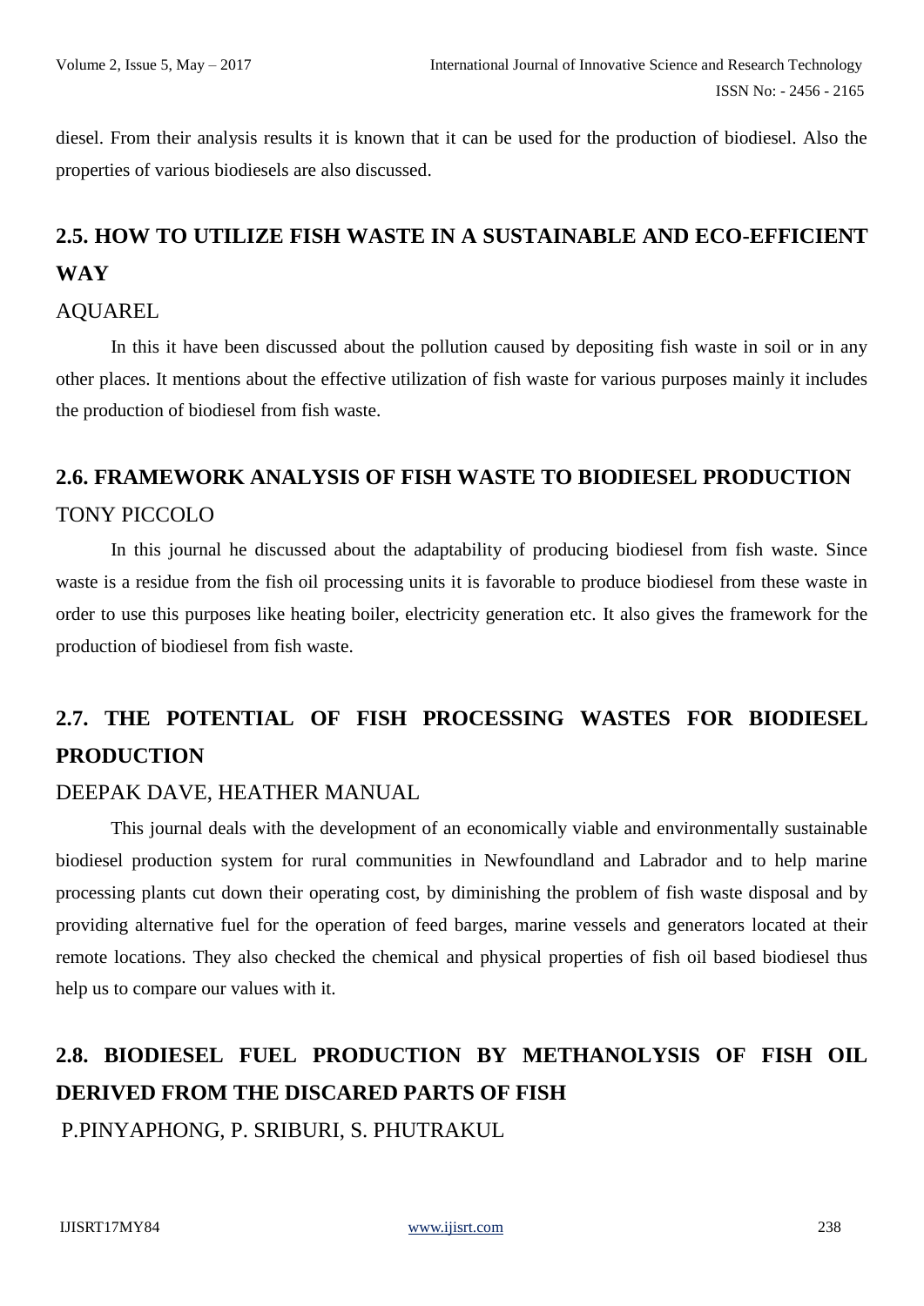diesel. From their analysis results it is known that it can be used for the production of biodiesel. Also the properties of various biodiesels are also discussed.

## 2.5. HOW TO UTILIZE FISH WASTE IN A SUSTAINABLE AND ECO-EFFICIENT WAY

AQUAREL

In this it have been discussed about the pollution caused by depositing fish waste in soil or in any other places. It mentions about the effective utilization of fish waste for various purposes mainly it includes the production of biodiesel from fish waste.

## 2.6. FRAMEWORK ANALYSIS OF FISH WASTE TO BIODIESEL PRODUCTION

TONY PICCOLO

In this journal he discussed about the adaptability of producing biodiesel from fish waste. Since waste is a residue from the fish oil processing units it is favorable to produce biodiesel from these waste in order to use this purposes like heating boiler, electricity generation etc. It also gives the framework for the production of biodiesel from fish waste.

## 2.7. THE POTENTIAL OF FISH PROCESSING WASTES FOR BIODIESEL PRODUCTION

DEEPAK DAVE, HEATHER MANUAL

This journal deals with the development of an economically viable and environmentally sustainable biodiesel production system for rural communities in Newfoundland and Labrador and to help marine processing plants cut down their operating cost, by diminishing the problem of fish waste disposal and by providing alternative fuel for the operation of feed barges, marine vessels and generators located at their remote locations. They also checked the chemical and physical properties of fish oil based biodiesel thus help us to compare our values with it.

## 2.8. BIODIESEL FUEL PRODUCTION BY METHANOLYSIS OF FISH OIL DERIVED FROM THE DISCARED PARTS OF FISH

P.PINYAPHONG, P. SRIBURI, S. PHUTRAKUL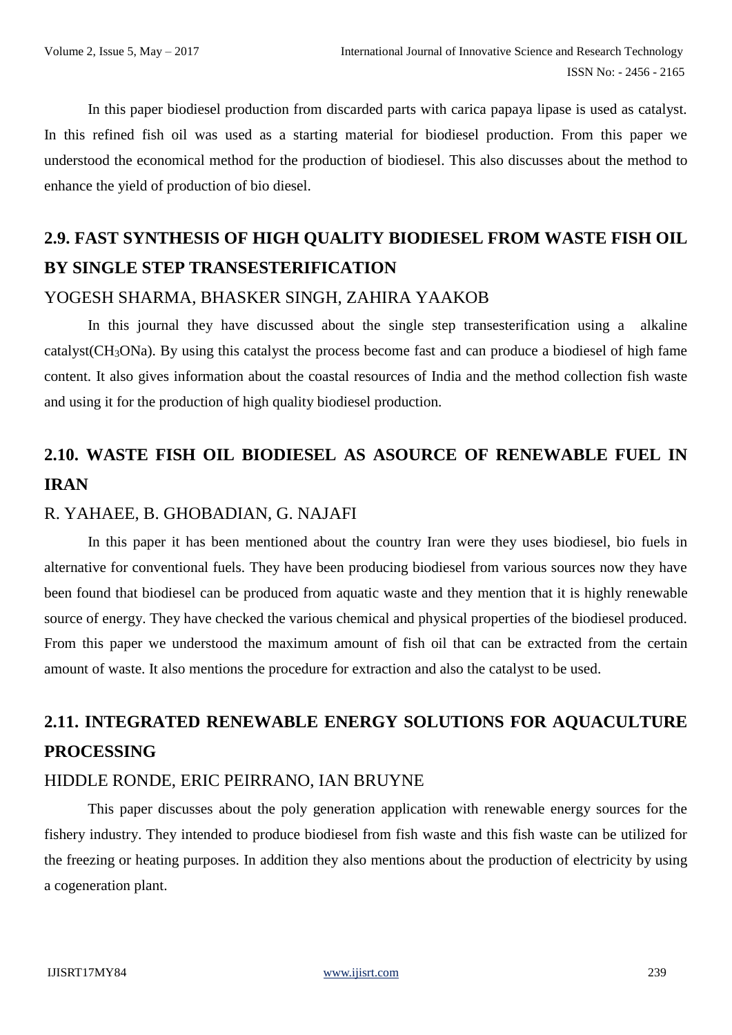In this paper biodiesel production from discarded parts with carica papaya lipase is used as catalyst. In this refined fish oil was used as a starting material for biodiesel production. From this paper we understood the economical method for the production of biodiesel. This also discusses about the method to enhance the yield of production of bio diesel.

## 2.9. FAST SYNTHESIS OF HIGH QUALITY BIODIESEL FROM WASTE FISH OIL BY SINGLE STEP TRANSESTERIFICATION

YOGESH SHARMA, BHASKER SINGH, ZAHIRA YAAKOB

In this journal they have discussed about the single step transesterification using a alkaline catalyst($CH_3ONa$). By using this catalyst the process become fast and can produce a biodiesel of high fame content. It also gives information about the coastal resources of India and the method collection fish waste and using it for the production of high quality biodiesel production.

## 2.10. WASTE FISH OIL BIODIESEL AS ASOURCE OF RENEWABLE FUEL IN IRAN

R. YAHAEE, B. GHOBADIAN, G. NAJAFI

In this paper it has been mentioned about the country Iran were they uses biodiesel, bio fuels in alternative for conventional fuels. They have been producing biodiesel from various sources now they have been found that biodiesel can be produced from aquatic waste and they mention that it is highly renewable source of energy. They have checked the various chemical and physical properties of the biodiesel produced. From this paper we understood the maximum amount of fish oil that can be extracted from the certain amount of waste. It also mentions the procedure for extraction and also the catalyst to be used.

## 2.11. INTEGRATED RENEWABLE ENERGY SOLUTIONS FOR AQUACULTURE PROCESSING

HIDDLE RONDE, ERIC PEIRRANO, IAN BRUYNE

This paper discusses about the poly generation application with renewable energy sources for the fishery industry. They intended to produce biodiesel from fish waste and this fish waste can be utilized for the freezing or heating purposes. In addition they also mentions about the production of electricity by using a cogeneration plant.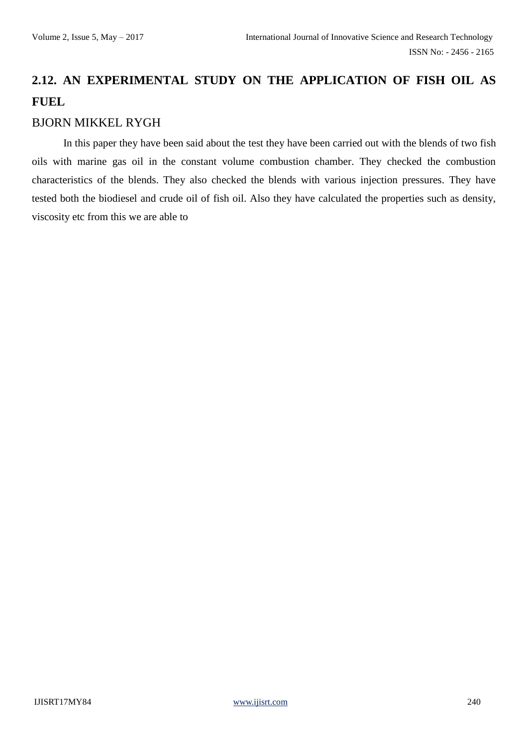## 2.12. AN EXPERIMENTAL STUDY ON THE APPLICATION OF FISH OIL AS FUEL

BJORN MIKKEL RYGH

In this paper they have been said about the test they have been carried out with the blends of two fish oils with marine gas oil in the constant volume combustion chamber. They checked the combustion characteristics of the blends. They also checked the blends with various injection pressures. They have tested both the biodiesel and crude oil of fish oil. Also they have calculated the properties such as density, viscosity etc from this we are able to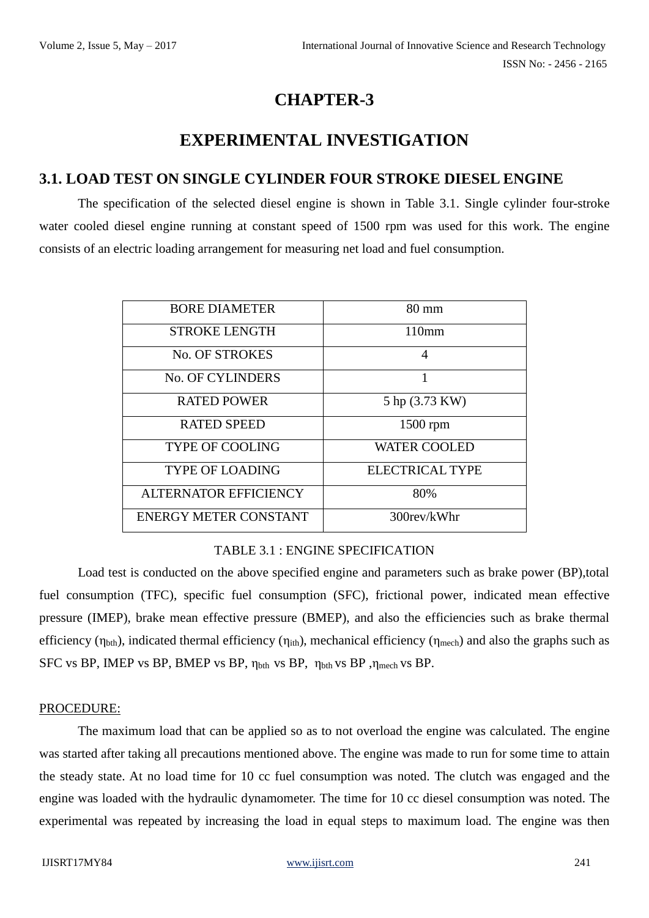# CHAPTER-3

# EXPERIMENTAL INVESTIGATION

## 3.1. LOAD TEST ON SINGLE CYLINDER FOUR STROKE DIESEL ENGINE

The specification of the selected diesel engine is shown in Table 3.1. Single cylinder four-stroke water cooled diesel engine running at constant speed of 1500 rpm was used for this work. The engine consists of an electric loading arrangement for measuring net load and fuel consumption.

| BORE DIAMETER | 80 mm |
|---|---|
| STROKE LENGTH | 110mm |
| No. OF STROKES | 4 |
| No. OF CYLINDERS | 1 |
| RATED POWER | 5 hp (3.73 KW) |
| RATED SPEED | 1500 rpm |
| TYPE OF COOLING | WATER COOLED |
| TYPE OF LOADING | ELECTRICAL TYPE |
| ALTERNATOR EFFICIENCY | 80% |
| ENERGY METER CONSTANT | 300rev/kWhr |

TABLE 3.1 : ENGINE SPECIFICATION

Load test is conducted on the above specified engine and parameters such as brake power (BP),total fuel consumption (TFC), specific fuel consumption (SFC), frictional power, indicated mean effective pressure (IMEP), brake mean effective pressure (BMEP), and also the efficiencies such as brake thermal efficiency ($\eta_{bth}$), indicated thermal efficiency ($\eta_{ith}$), mechanical efficiency ($\eta_{mech}$) and also the graphs such as SFC vs BP, IMEP vs BP, BMEP vs BP, $\eta_{bth}$ vs BP, $\eta_{bth}$ vs BP ,$\eta_{mech}$ vs BP.

PROCEDURE:

The maximum load that can be applied so as to not overload the engine was calculated. The engine was started after taking all precautions mentioned above. The engine was made to run for some time to attain the steady state. At no load time for 10 cc fuel consumption was noted. The clutch was engaged and the engine was loaded with the hydraulic dynamometer. The time for 10 cc diesel consumption was noted. The experimental was repeated by increasing the load in equal steps to maximum load. The engine was then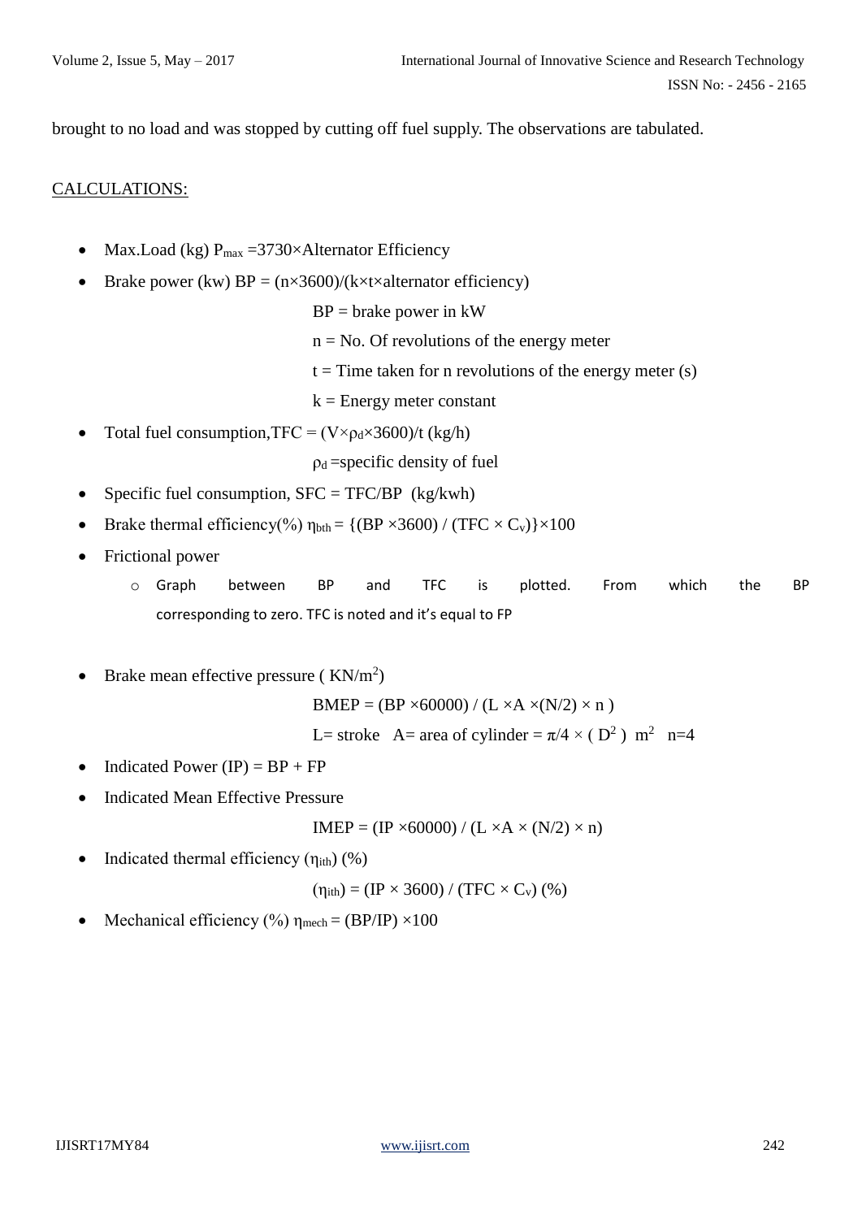brought to no load and was stopped by cutting off fuel supply. The observations are tabulated.

CALCULATIONS:

- Max.Load (kg) $P_{max}$ =3730×Alternator Efficiency
- Brake power (kw) BP = (n×3600)/(k×t×alternator efficiency)

  BP = brake power in kW

  n = No. Of revolutions of the energy meter

  t = Time taken for n revolutions of the energy meter (s)

  k = Energy meter constant

- Total fuel consumption,TFC = $(V \times \rho_d \times 3600)/t$ (kg/h)

  $\rho_d$ =specific density of fuel

- Specific fuel consumption, SFC = TFC/BP (kg/kwh)
- Brake thermal efficiency(%) $\eta_{bth} = \{(BP \times 3600) / (TFC \times C_v)\} \times 100$
- Frictional power
  - Graph between BP and TFC is plotted. From which the BP corresponding to zero. TFC is noted and it's equal to FP

- Brake mean effective pressure ( $KN/m^2$)

  BMEP = (BP ×60000) / (L ×A ×(N/2) × n )

  L= stroke A= area of cylinder = $\pi/4 \times (D^2)$ $m^2$ n=4

- Indicated Power (IP) = BP + FP
- Indicated Mean Effective Pressure

  IMEP = (IP ×60000) / (L ×A × (N/2) × n)

- Indicated thermal efficiency ($\eta_{ith}$) (%)

  $(\eta_{ith}) = (IP \times 3600) / (TFC \times C_v)$ (%)

- Mechanical efficiency (%) $\eta_{mech}$ = (BP/IP) ×100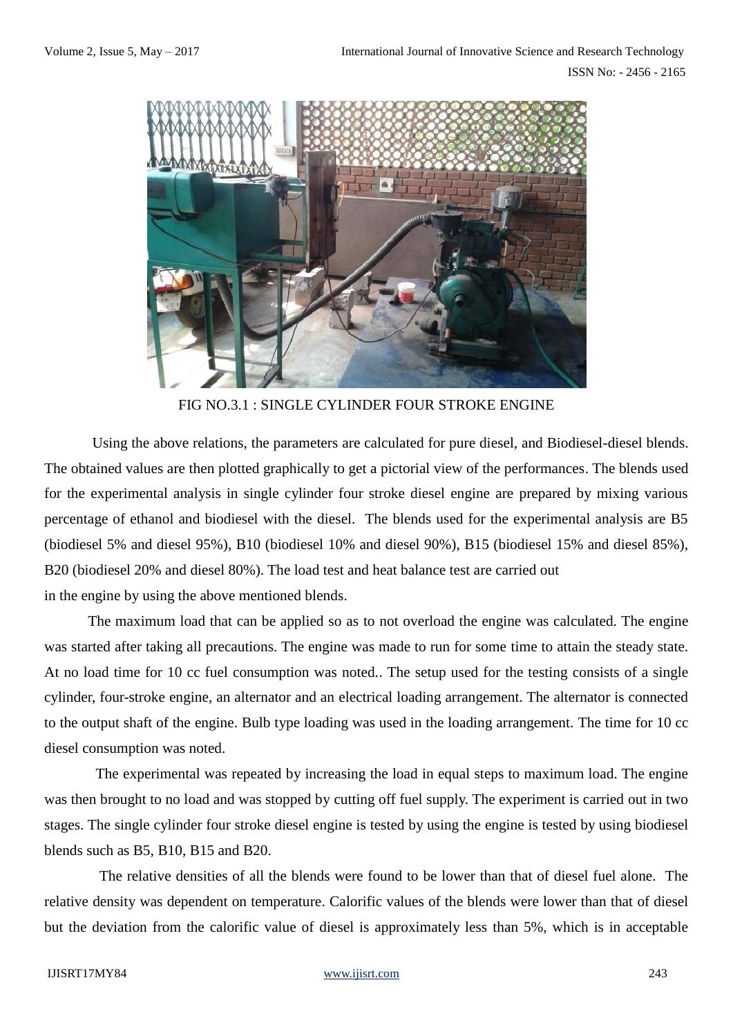FIG NO.3.1 : SINGLE CYLINDER FOUR STROKE ENGINE

Using the above relations, the parameters are calculated for pure diesel, and Biodiesel-diesel blends. The obtained values are then plotted graphically to get a pictorial view of the performances. The blends used for the experimental analysis in single cylinder four stroke diesel engine are prepared by mixing various percentage of ethanol and biodiesel with the diesel. The blends used for the experimental analysis are B5 (biodiesel 5% and diesel 95%), B10 (biodiesel 10% and diesel 90%), B15 (biodiesel 15% and diesel 85%), B20 (biodiesel 20% and diesel 80%). The load test and heat balance test are carried out in the engine by using the above mentioned blends.

The maximum load that can be applied so as to not overload the engine was calculated. The engine was started after taking all precautions. The engine was made to run for some time to attain the steady state. At no load time for 10 cc fuel consumption was noted.. The setup used for the testing consists of a single cylinder, four-stroke engine, an alternator and an electrical loading arrangement. The alternator is connected to the output shaft of the engine. Bulb type loading was used in the loading arrangement. The time for 10 cc diesel consumption was noted.

The experimental was repeated by increasing the load in equal steps to maximum load. The engine was then brought to no load and was stopped by cutting off fuel supply. The experiment is carried out in two stages. The single cylinder four stroke diesel engine is tested by using the engine is tested by using biodiesel blends such as B5, B10, B15 and B20.

The relative densities of all the blends were found to be lower than that of diesel fuel alone. The relative density was dependent on temperature. Calorific values of the blends were lower than that of diesel but the deviation from the calorific value of diesel is approximately less than 5%, which is in acceptable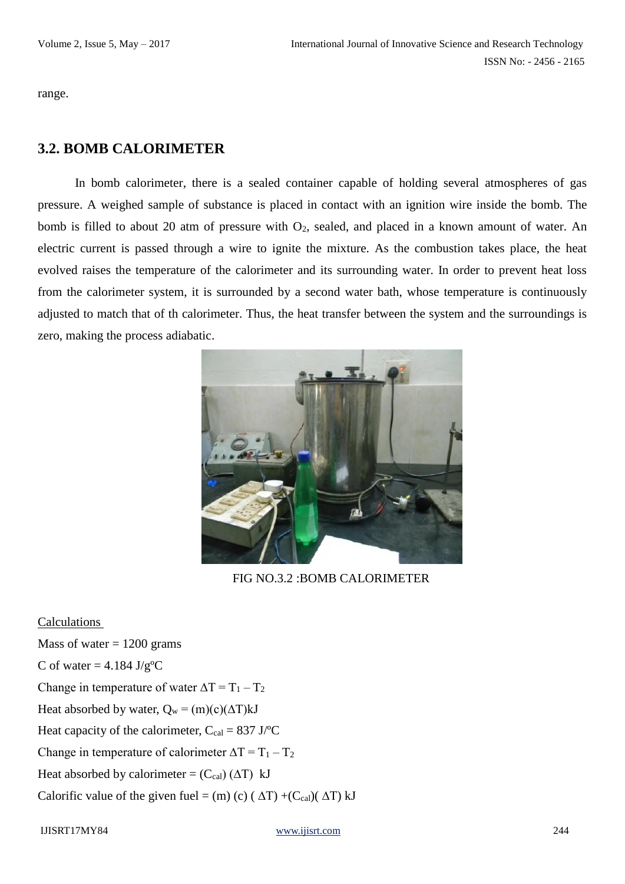range.

## 3.2. BOMB CALORIMETER

In bomb calorimeter, there is a sealed container capable of holding several atmospheres of gas pressure. A weighed sample of substance is placed in contact with an ignition wire inside the bomb. The bomb is filled to about 20 atm of pressure with $O_2$, sealed, and placed in a known amount of water. An electric current is passed through a wire to ignite the mixture. As the combustion takes place, the heat evolved raises the temperature of the calorimeter and its surrounding water. In order to prevent heat loss from the calorimeter system, it is surrounded by a second water bath, whose temperature is continuously adjusted to match that of th calorimeter. Thus, the heat transfer between the system and the surroundings is zero, making the process adiabatic.

FIG NO.3.2 :BOMB CALORIMETER

Calculations

Mass of water = 1200 grams

C of water = 4.184 J/g°C

Change in temperature of water $\Delta T = T_1 - T_2$

Heat absorbed by water, $Q_w = (m)(c)(\Delta T)$kJ

Heat capacity of the calorimeter, $C_{cal}$ = 837 J/°C

Change in temperature of calorimeter $\Delta T = T_1 - T_2$

Heat absorbed by calorimeter = $(C_{cal})(\Delta T)$ kJ

Calorific value of the given fuel = $(m)(c)(\Delta T) + (C_{cal})(\Delta T)$ kJ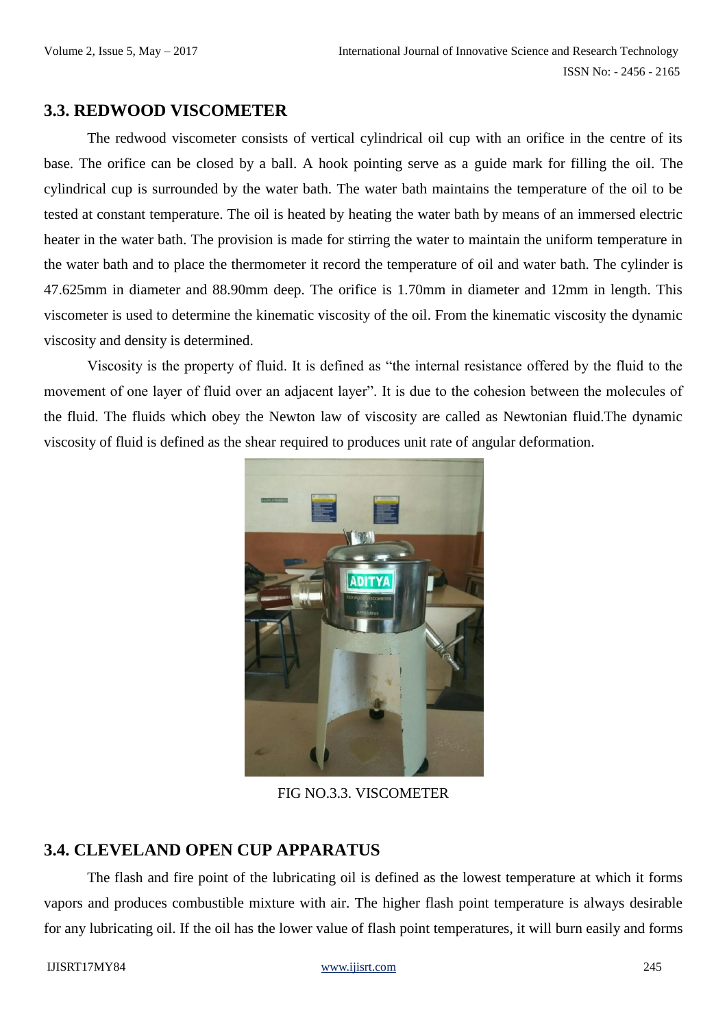## 3.3. REDWOOD VISCOMETER

The redwood viscometer consists of vertical cylindrical oil cup with an orifice in the centre of its base. The orifice can be closed by a ball. A hook pointing serve as a guide mark for filling the oil. The cylindrical cup is surrounded by the water bath. The water bath maintains the temperature of the oil to be tested at constant temperature. The oil is heated by heating the water bath by means of an immersed electric heater in the water bath. The provision is made for stirring the water to maintain the uniform temperature in the water bath and to place the thermometer it record the temperature of oil and water bath. The cylinder is 47.625mm in diameter and 88.90mm deep. The orifice is 1.70mm in diameter and 12mm in length. This viscometer is used to determine the kinematic viscosity of the oil. From the kinematic viscosity the dynamic viscosity and density is determined.

Viscosity is the property of fluid. It is defined as "the internal resistance offered by the fluid to the movement of one layer of fluid over an adjacent layer". It is due to the cohesion between the molecules of the fluid. The fluids which obey the Newton law of viscosity are called as Newtonian fluid.The dynamic viscosity of fluid is defined as the shear required to produces unit rate of angular deformation.

FIG NO.3.3. VISCOMETER

## 3.4. CLEVELAND OPEN CUP APPARATUS

The flash and fire point of the lubricating oil is defined as the lowest temperature at which it forms vapors and produces combustible mixture with air. The higher flash point temperature is always desirable for any lubricating oil. If the oil has the lower value of flash point temperatures, it will burn easily and forms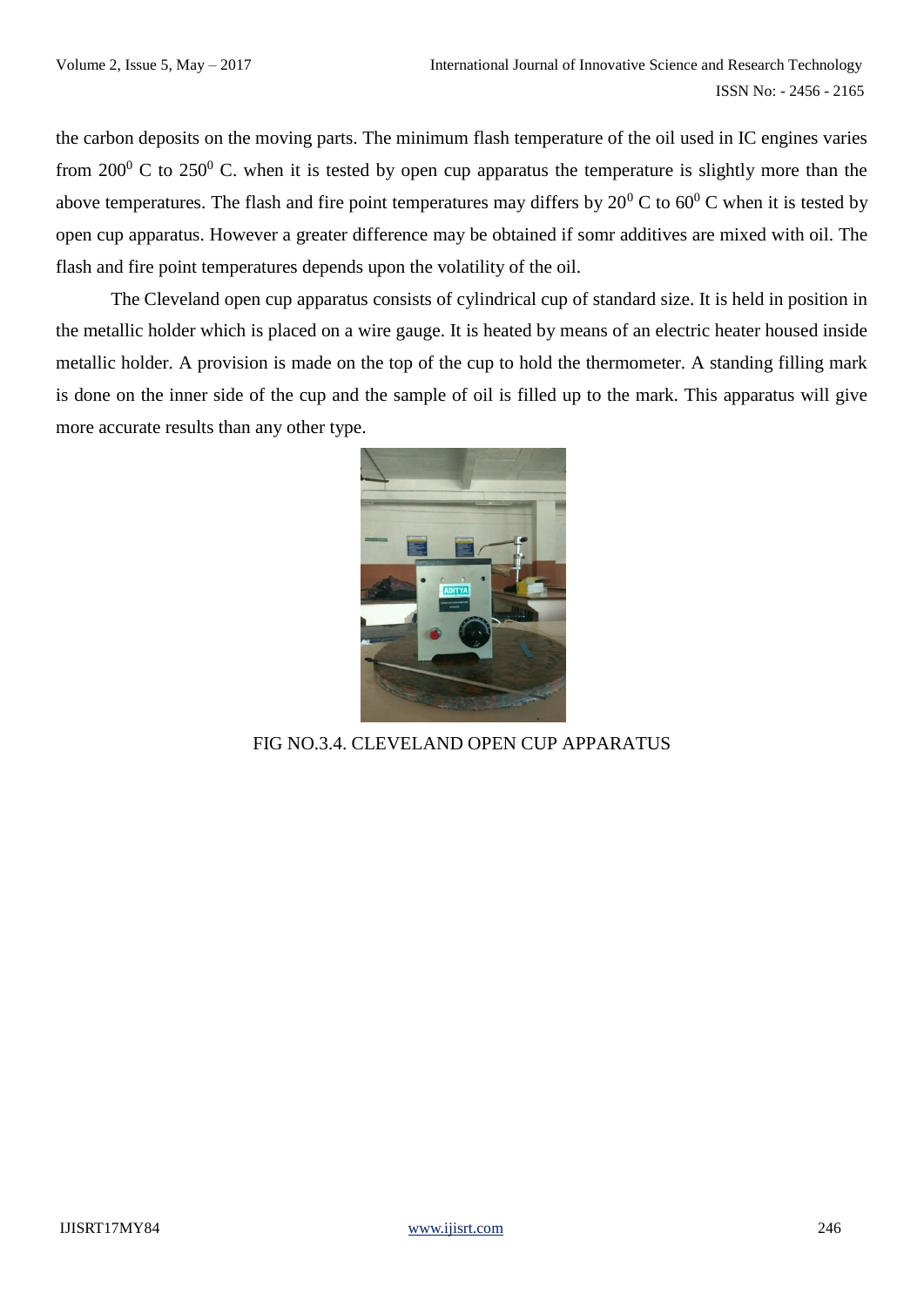the carbon deposits on the moving parts. The minimum flash temperature of the oil used in IC engines varies from $200^0$ C to $250^0$ C. when it is tested by open cup apparatus the temperature is slightly more than the above temperatures. The flash and fire point temperatures may differs by $20^0$ C to $60^0$ C when it is tested by open cup apparatus. However a greater difference may be obtained if somr additives are mixed with oil. The flash and fire point temperatures depends upon the volatility of the oil.

The Cleveland open cup apparatus consists of cylindrical cup of standard size. It is held in position in the metallic holder which is placed on a wire gauge. It is heated by means of an electric heater housed inside metallic holder. A provision is made on the top of the cup to hold the thermometer. A standing filling mark is done on the inner side of the cup and the sample of oil is filled up to the mark. This apparatus will give more accurate results than any other type.

FIG NO.3.4. CLEVELAND OPEN CUP APPARATUS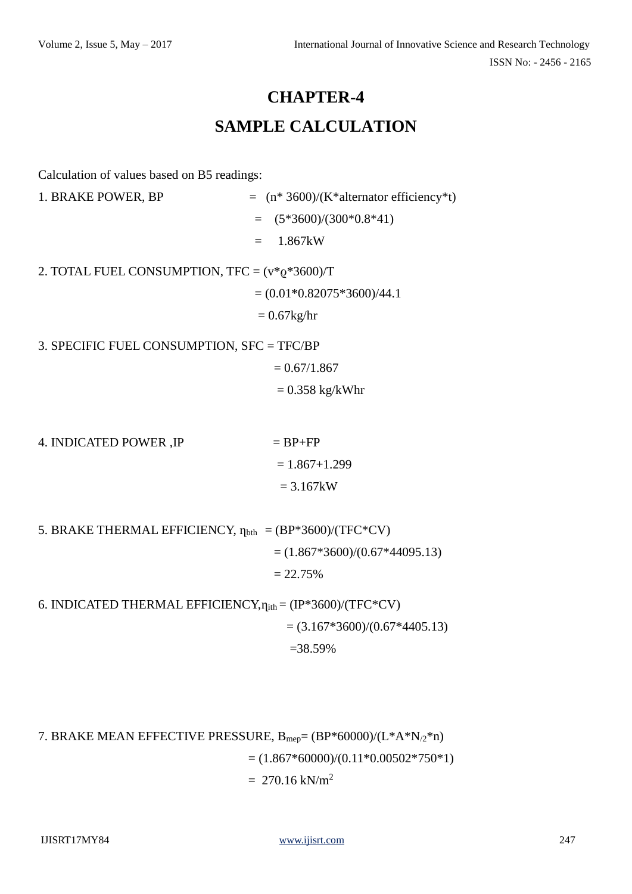# CHAPTER-4

# SAMPLE CALCULATION

Calculation of values based on B5 readings:

1. BRAKE POWER, BP = (n* 3600)/(K*alternator efficiency*t)

 = (5*3600)/(300*0.8*41)

 = 1.867kW

2. TOTAL FUEL CONSUMPTION, TFC = (v*ϱ*3600)/T

 = (0.01*0.82075*3600)/44.1

 = 0.67kg/hr

3. SPECIFIC FUEL CONSUMPTION, SFC = TFC/BP

 = 0.67/1.867

 = 0.358 kg/kWhr

4. INDICATED POWER ,IP = BP+FP

 = 1.867+1.299

 = 3.167kW

5. BRAKE THERMAL EFFICIENCY, $\eta_{bth}$ = (BP*3600)/(TFC*CV)

 = (1.867*3600)/(0.67*44095.13)

 = 22.75%

6. INDICATED THERMAL EFFICIENCY,$\eta_{ith}$ = (IP*3600)/(TFC*CV)

 = (3.167*3600)/(0.67*4405.13)

 =38.59%

7. BRAKE MEAN EFFECTIVE PRESSURE, $B_{mep}$= (BP*60000)/(L*A*$N_{/2}$*n)

 = (1.867*60000)/(0.11*0.00502*750*1)

 = 270.16 kN/$m^2$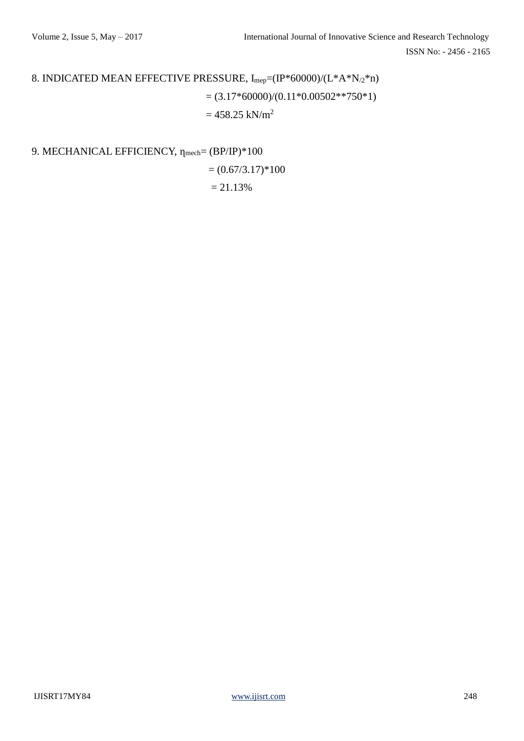8. INDICATED MEAN EFFECTIVE PRESSURE, $I_{mep}$=(IP*60000)/(L*A*$N_{/2}$*n)

= (3.17*60000)/(0.11*0.00502**750*1)

= 458.25 kN/$m^2$

9. MECHANICAL EFFICIENCY, $\eta_{mech}$= (BP/IP)*100

= (0.67/3.17)*100

= 21.13%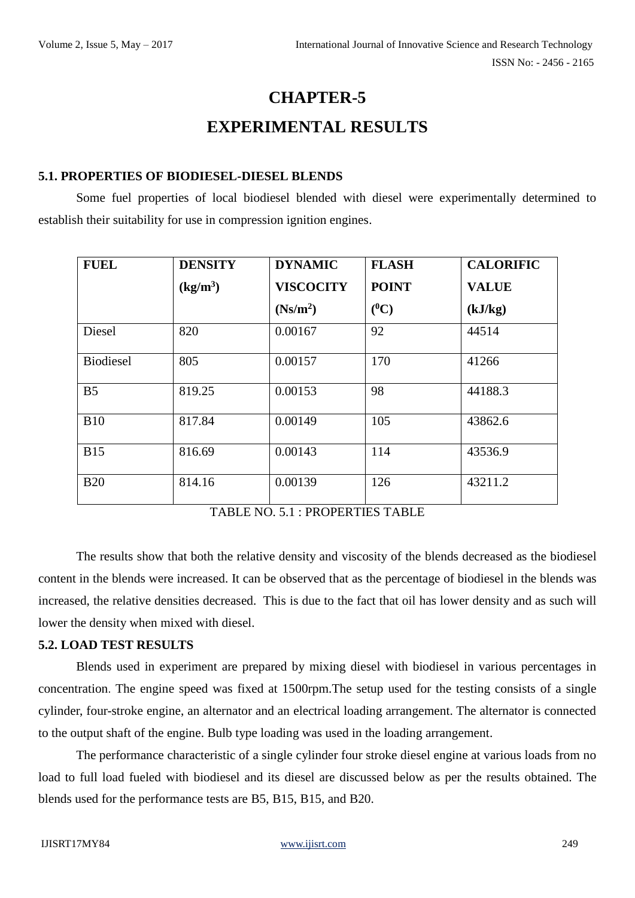# CHAPTER-5

# EXPERIMENTAL RESULTS

### 5.1. PROPERTIES OF BIODIESEL-DIESEL BLENDS

Some fuel properties of local biodiesel blended with diesel were experimentally determined to establish their suitability for use in compression ignition engines.

| FUEL | DENSITY ($kg/m^3$) | DYNAMIC VISCOCITY ($Ns/m^2$) | FLASH POINT ($^0C$) | CALORIFIC VALUE (kJ/kg) |
|---|---|---|---|---|
| Diesel | 820 | 0.00167 | 92 | 44514 |
| Biodiesel | 805 | 0.00157 | 170 | 41266 |
| B5 | 819.25 | 0.00153 | 98 | 44188.3 |
| B10 | 817.84 | 0.00149 | 105 | 43862.6 |
| B15 | 816.69 | 0.00143 | 114 | 43536.9 |
| B20 | 814.16 | 0.00139 | 126 | 43211.2 |

TABLE NO. 5.1 : PROPERTIES TABLE

The results show that both the relative density and viscosity of the blends decreased as the biodiesel content in the blends were increased. It can be observed that as the percentage of biodiesel in the blends was increased, the relative densities decreased. This is due to the fact that oil has lower density and as such will lower the density when mixed with diesel.

### 5.2. LOAD TEST RESULTS

Blends used in experiment are prepared by mixing diesel with biodiesel in various percentages in concentration. The engine speed was fixed at 1500rpm.The setup used for the testing consists of a single cylinder, four-stroke engine, an alternator and an electrical loading arrangement. The alternator is connected to the output shaft of the engine. Bulb type loading was used in the loading arrangement.

The performance characteristic of a single cylinder four stroke diesel engine at various loads from no load to full load fueled with biodiesel and its diesel are discussed below as per the results obtained. The blends used for the performance tests are B5, B15, B15, and B20.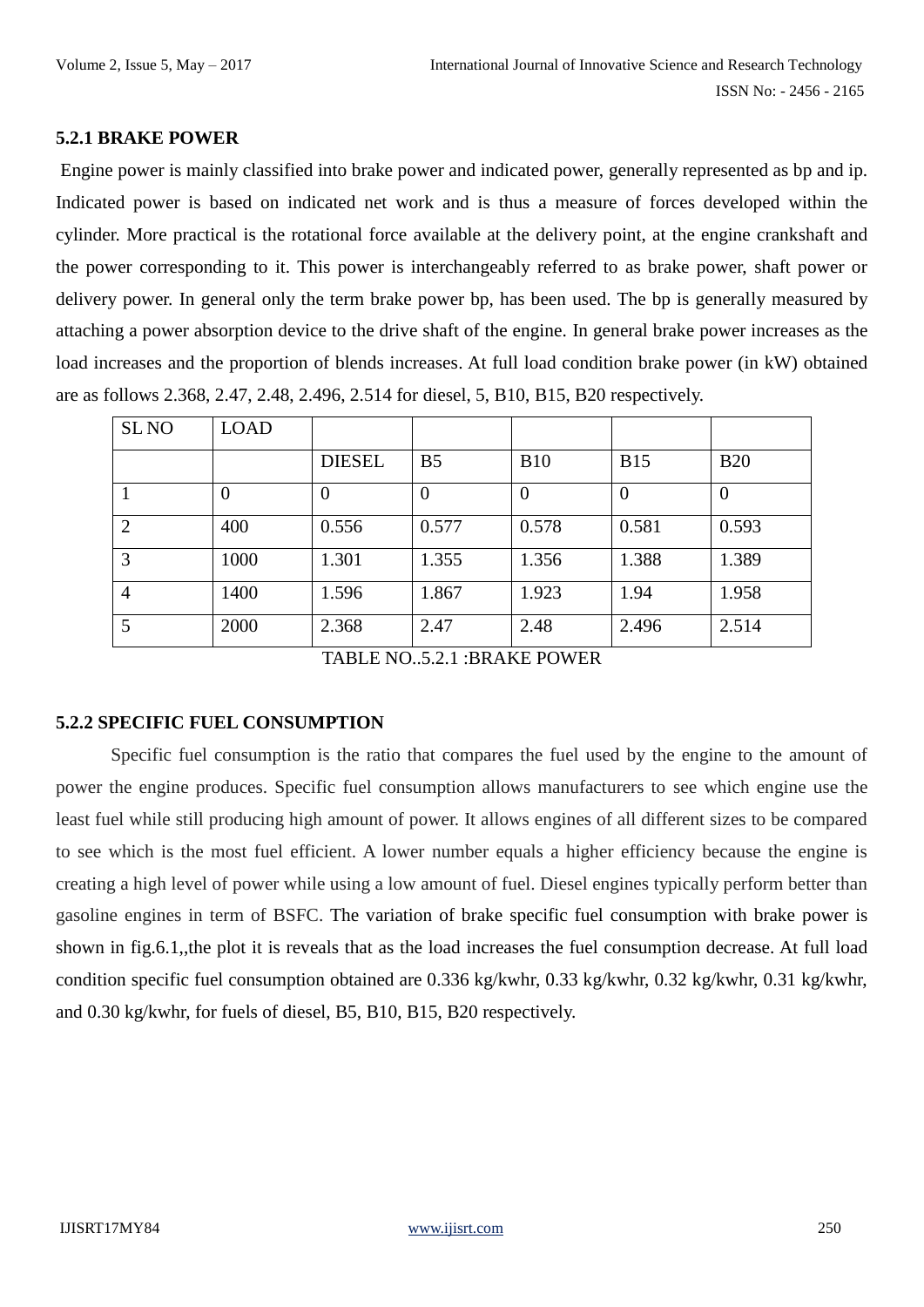### 5.2.1 BRAKE POWER

Engine power is mainly classified into brake power and indicated power, generally represented as bp and ip. Indicated power is based on indicated net work and is thus a measure of forces developed within the cylinder. More practical is the rotational force available at the delivery point, at the engine crankshaft and the power corresponding to it. This power is interchangeably referred to as brake power, shaft power or delivery power. In general only the term brake power bp, has been used. The bp is generally measured by attaching a power absorption device to the drive shaft of the engine. In general brake power increases as the load increases and the proportion of blends increases. At full load condition brake power (in kW) obtained are as follows 2.368, 2.47, 2.48, 2.496, 2.514 for diesel, 5, B10, B15, B20 respectively.

| SL NO | LOAD | | | | | |
|---|---|---|---|---|---|---|
| | | DIESEL | B5 | B10 | B15 | B20 |
| 1 | 0 | 0 | 0 | 0 | 0 | 0 |
| 2 | 400 | 0.556 | 0.577 | 0.578 | 0.581 | 0.593 |
| 3 | 1000 | 1.301 | 1.355 | 1.356 | 1.388 | 1.389 |
| 4 | 1400 | 1.596 | 1.867 | 1.923 | 1.94 | 1.958 |
| 5 | 2000 | 2.368 | 2.47 | 2.48 | 2.496 | 2.514 |

TABLE NO..5.2.1 :BRAKE POWER

### 5.2.2 SPECIFIC FUEL CONSUMPTION

Specific fuel consumption is the ratio that compares the fuel used by the engine to the amount of power the engine produces. Specific fuel consumption allows manufacturers to see which engine use the least fuel while still producing high amount of power. It allows engines of all different sizes to be compared to see which is the most fuel efficient. A lower number equals a higher efficiency because the engine is creating a high level of power while using a low amount of fuel. Diesel engines typically perform better than gasoline engines in term of BSFC. The variation of brake specific fuel consumption with brake power is shown in fig.6.1,,the plot it is reveals that as the load increases the fuel consumption decrease. At full load condition specific fuel consumption obtained are 0.336 kg/kwhr, 0.33 kg/kwhr, 0.32 kg/kwhr, 0.31 kg/kwhr, and 0.30 kg/kwhr, for fuels of diesel, B5, B10, B15, B20 respectively.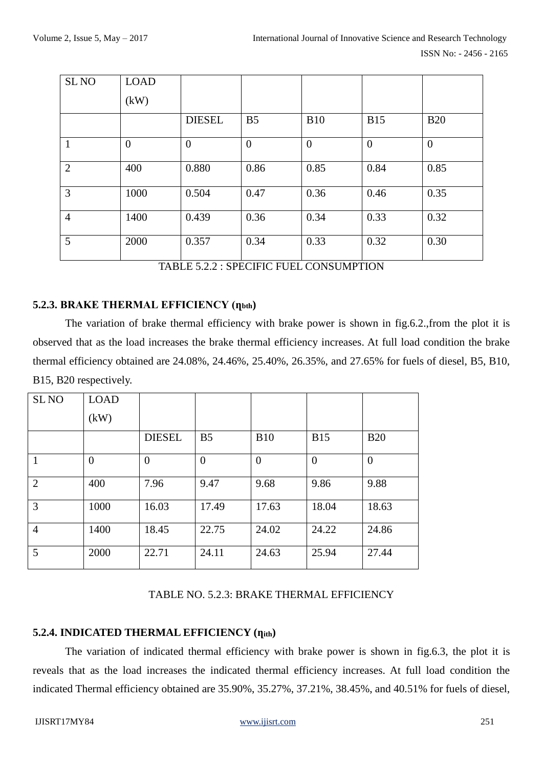| SL NO | LOAD (kW) | | | | | |
|---|---|---|---|---|---|---|
| | | DIESEL | B5 | B10 | B15 | B20 |
| 1 | 0 | 0 | 0 | 0 | 0 | 0 |
| 2 | 400 | 0.880 | 0.86 | 0.85 | 0.84 | 0.85 |
| 3 | 1000 | 0.504 | 0.47 | 0.36 | 0.46 | 0.35 |
| 4 | 1400 | 0.439 | 0.36 | 0.34 | 0.33 | 0.32 |
| 5 | 2000 | 0.357 | 0.34 | 0.33 | 0.32 | 0.30 |

TABLE 5.2.2 : SPECIFIC FUEL CONSUMPTION

### 5.2.3. BRAKE THERMAL EFFICIENCY ($\eta_{bth}$)

The variation of brake thermal efficiency with brake power is shown in fig.6.2.,from the plot it is observed that as the load increases the brake thermal efficiency increases. At full load condition the brake thermal efficiency obtained are 24.08%, 24.46%, 25.40%, 26.35%, and 27.65% for fuels of diesel, B5, B10, B15, B20 respectively.

| SL NO | LOAD (kW) | | | | | |
|---|---|---|---|---|---|---|
| | | DIESEL | B5 | B10 | B15 | B20 |
| 1 | 0 | 0 | 0 | 0 | 0 | 0 |
| 2 | 400 | 7.96 | 9.47 | 9.68 | 9.86 | 9.88 |
| 3 | 1000 | 16.03 | 17.49 | 17.63 | 18.04 | 18.63 |
| 4 | 1400 | 18.45 | 22.75 | 24.02 | 24.22 | 24.86 |
| 5 | 2000 | 22.71 | 24.11 | 24.63 | 25.94 | 27.44 |

TABLE NO. 5.2.3: BRAKE THERMAL EFFICIENCY

### 5.2.4. INDICATED THERMAL EFFICIENCY ($\eta_{ith}$)

The variation of indicated thermal efficiency with brake power is shown in fig.6.3, the plot it is reveals that as the load increases the indicated thermal efficiency increases. At full load condition the indicated Thermal efficiency obtained are 35.90%, 35.27%, 37.21%, 38.45%, and 40.51% for fuels of diesel,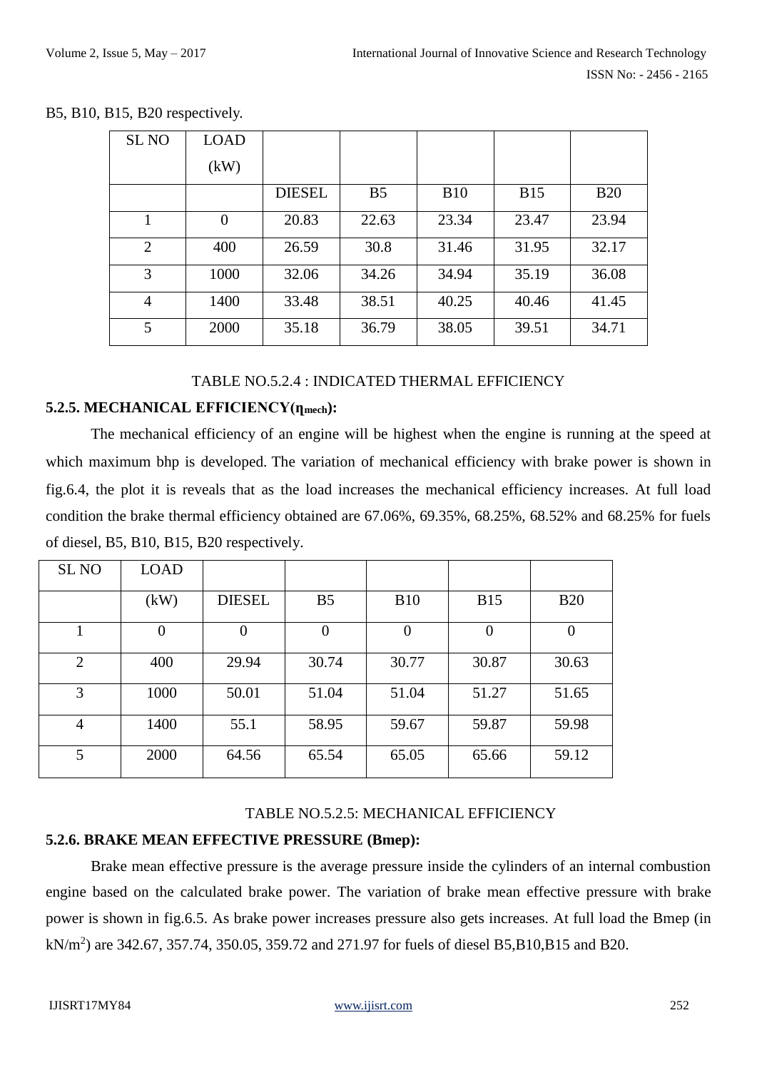B5, B10, B15, B20 respectively.

| SL NO | LOAD (kW) | | | | | |
|---|---|---|---|---|---|---|
| | | DIESEL | B5 | B10 | B15 | B20 |
| 1 | 0 | 20.83 | 22.63 | 23.34 | 23.47 | 23.94 |
| 2 | 400 | 26.59 | 30.8 | 31.46 | 31.95 | 32.17 |
| 3 | 1000 | 32.06 | 34.26 | 34.94 | 35.19 | 36.08 |
| 4 | 1400 | 33.48 | 38.51 | 40.25 | 40.46 | 41.45 |
| 5 | 2000 | 35.18 | 36.79 | 38.05 | 39.51 | 34.71 |

TABLE NO.5.2.4 : INDICATED THERMAL EFFICIENCY

### 5.2.5. MECHANICAL EFFICIENCY($\eta_{mech}$):

The mechanical efficiency of an engine will be highest when the engine is running at the speed at which maximum bhp is developed. The variation of mechanical efficiency with brake power is shown in fig.6.4, the plot it is reveals that as the load increases the mechanical efficiency increases. At full load condition the brake thermal efficiency obtained are 67.06%, 69.35%, 68.25%, 68.52% and 68.25% for fuels of diesel, B5, B10, B15, B20 respectively.

| SL NO | LOAD | | | | | |
|---|---|---|---|---|---|---|
| | (kW) | DIESEL | B5 | B10 | B15 | B20 |
| 1 | 0 | 0 | 0 | 0 | 0 | 0 |
| 2 | 400 | 29.94 | 30.74 | 30.77 | 30.87 | 30.63 |
| 3 | 1000 | 50.01 | 51.04 | 51.04 | 51.27 | 51.65 |
| 4 | 1400 | 55.1 | 58.95 | 59.67 | 59.87 | 59.98 |
| 5 | 2000 | 64.56 | 65.54 | 65.05 | 65.66 | 59.12 |

TABLE NO.5.2.5: MECHANICAL EFFICIENCY

### 5.2.6. BRAKE MEAN EFFECTIVE PRESSURE (Bmep):

Brake mean effective pressure is the average pressure inside the cylinders of an internal combustion engine based on the calculated brake power. The variation of brake mean effective pressure with brake power is shown in fig.6.5. As brake power increases pressure also gets increases. At full load the Bmep (in $kN/m^2$) are 342.67, 357.74, 350.05, 359.72 and 271.97 for fuels of diesel B5,B10,B15 and B20.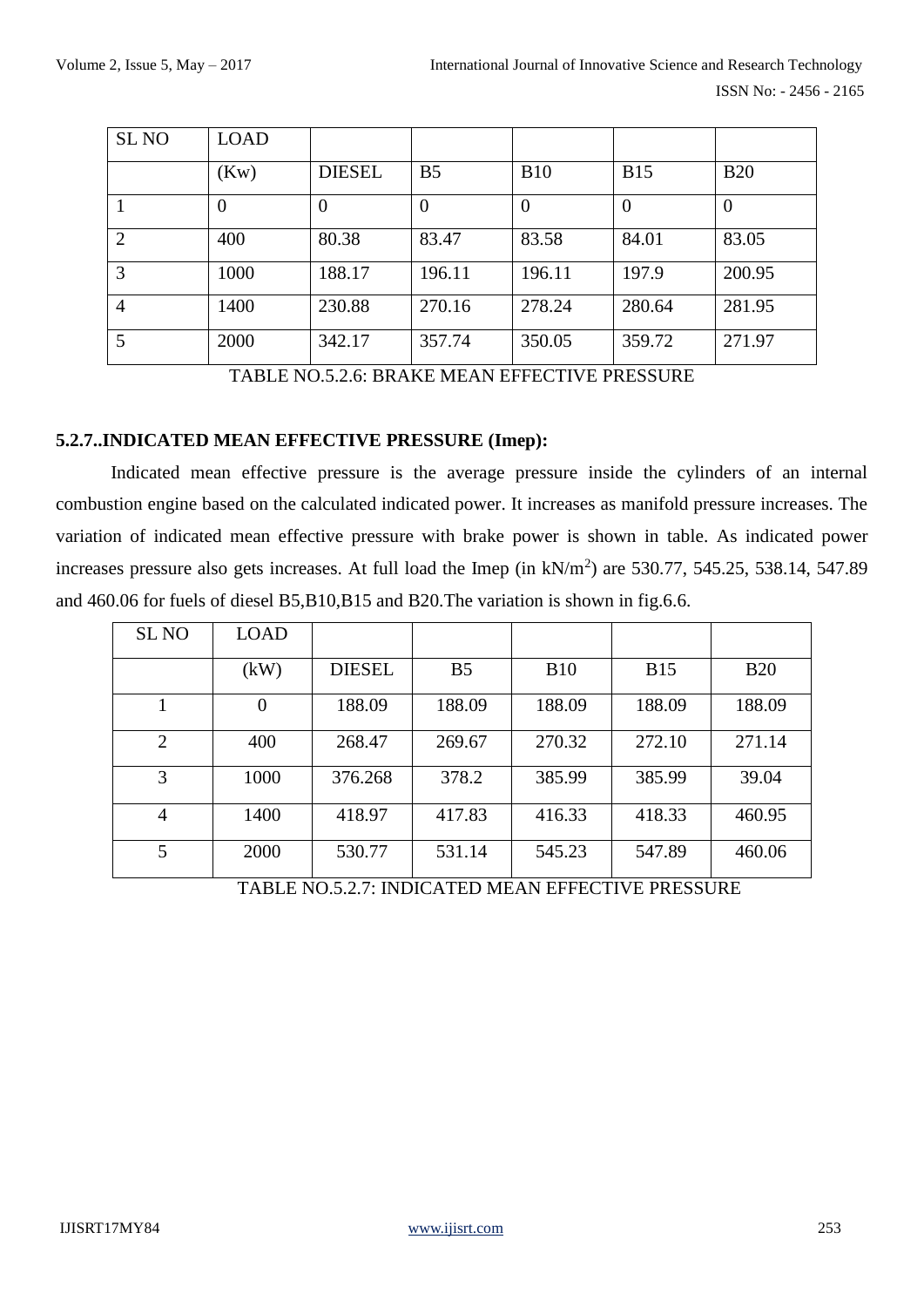| SL NO | LOAD | | | | | |
|---|---|---|---|---|---|---|
| | (Kw) | DIESEL | B5 | B10 | B15 | B20 |
| 1 | 0 | 0 | 0 | 0 | 0 | 0 |
| 2 | 400 | 80.38 | 83.47 | 83.58 | 84.01 | 83.05 |
| 3 | 1000 | 188.17 | 196.11 | 196.11 | 197.9 | 200.95 |
| 4 | 1400 | 230.88 | 270.16 | 278.24 | 280.64 | 281.95 |
| 5 | 2000 | 342.17 | 357.74 | 350.05 | 359.72 | 271.97 |

TABLE NO.5.2.6: BRAKE MEAN EFFECTIVE PRESSURE

### 5.2.7..INDICATED MEAN EFFECTIVE PRESSURE (Imep):

Indicated mean effective pressure is the average pressure inside the cylinders of an internal combustion engine based on the calculated indicated power. It increases as manifold pressure increases. The variation of indicated mean effective pressure with brake power is shown in table. As indicated power increases pressure also gets increases. At full load the Imep (in $kN/m^2$) are 530.77, 545.25, 538.14, 547.89 and 460.06 for fuels of diesel B5,B10,B15 and B20.The variation is shown in fig.6.6.

| SL NO | LOAD | | | | | |
|---|---|---|---|---|---|---|
| | (kW) | DIESEL | B5 | B10 | B15 | B20 |
| 1 | 0 | 188.09 | 188.09 | 188.09 | 188.09 | 188.09 |
| 2 | 400 | 268.47 | 269.67 | 270.32 | 272.10 | 271.14 |
| 3 | 1000 | 376.268 | 378.2 | 385.99 | 385.99 | 39.04 |
| 4 | 1400 | 418.97 | 417.83 | 416.33 | 418.33 | 460.95 |
| 5 | 2000 | 530.77 | 531.14 | 545.23 | 547.89 | 460.06 |

TABLE NO.5.2.7: INDICATED MEAN EFFECTIVE PRESSURE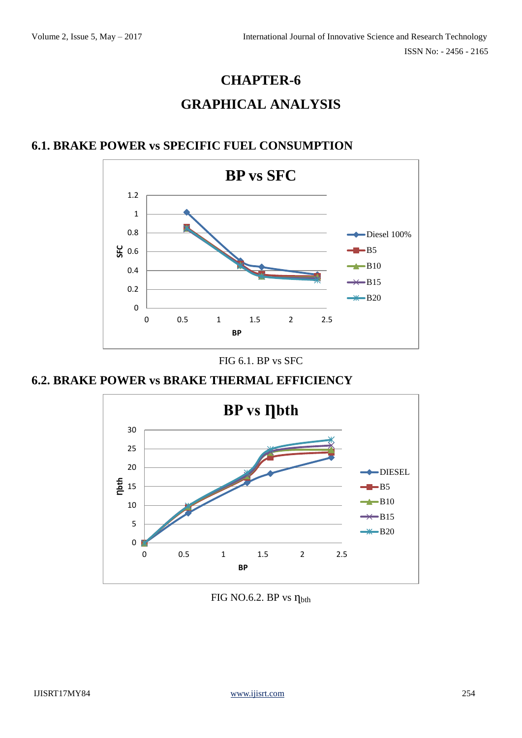# CHAPTER-6

# GRAPHICAL ANALYSIS

## 6.1. BRAKE POWER vs SPECIFIC FUEL CONSUMPTION

FIG 6.1. BP vs SFC

## 6.2. BRAKE POWER vs BRAKE THERMAL EFFICIENCY

FIG NO.6.2. BP vs $\eta_{bth}$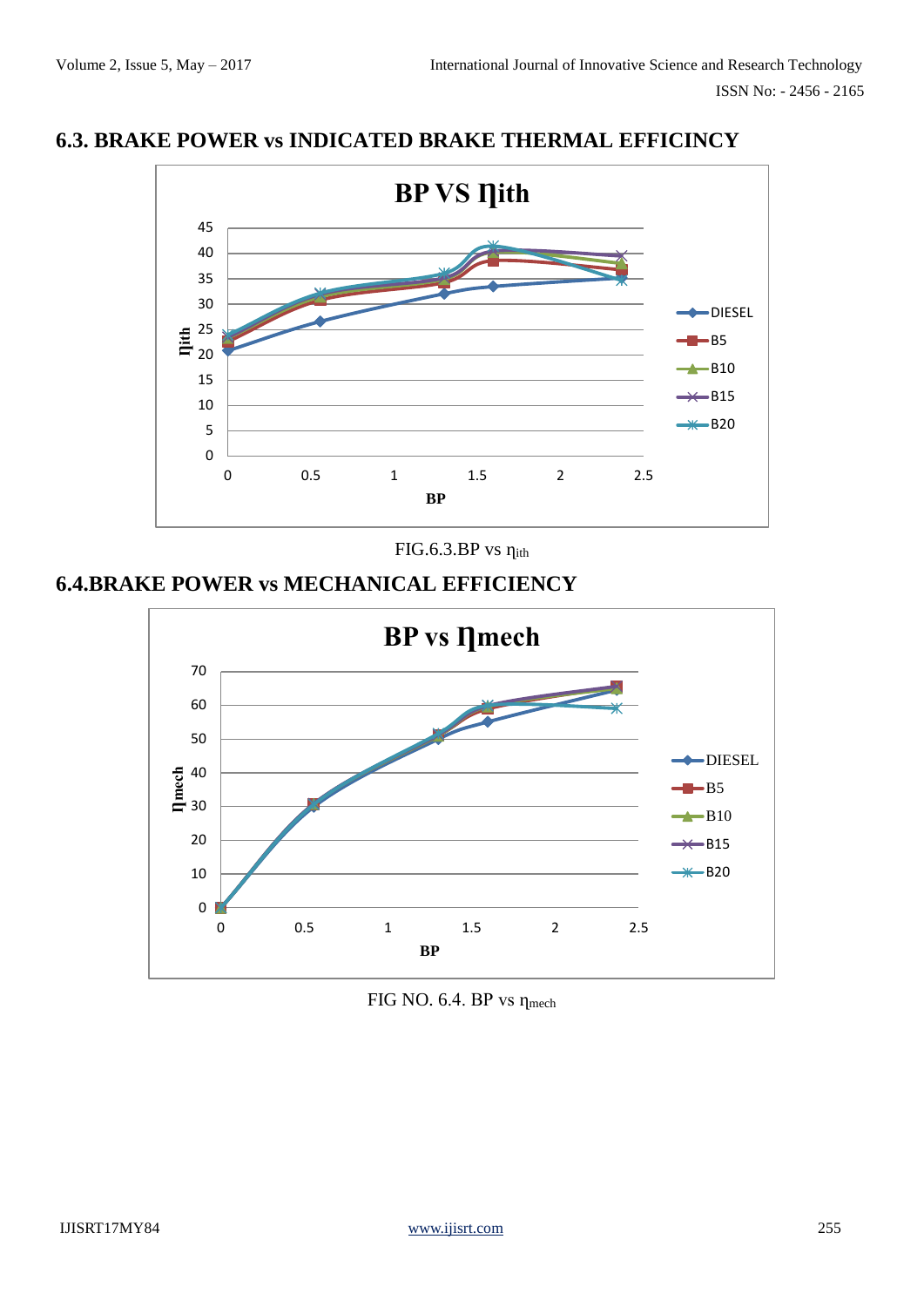## 6.3. BRAKE POWER vs INDICATED BRAKE THERMAL EFFICINCY

FIG.6.3.BP vs $\eta_{ith}$

## 6.4.BRAKE POWER vs MECHANICAL EFFICIENCY

FIG NO. 6.4. BP vs $\eta_{mech}$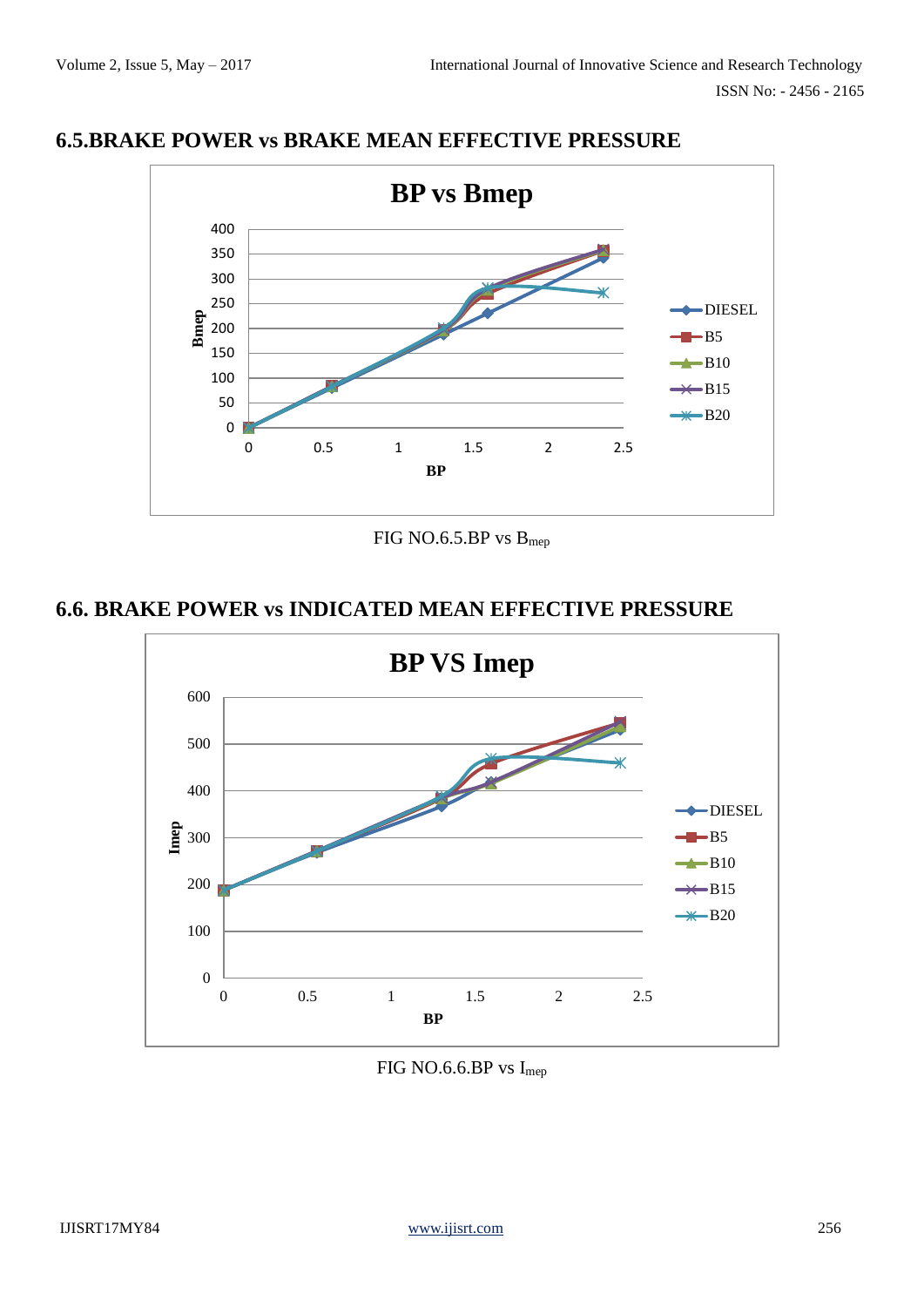## 6.5.BRAKE POWER vs BRAKE MEAN EFFECTIVE PRESSURE

FIG NO.6.5.BP vs $B_{mep}$

## 6.6. BRAKE POWER vs INDICATED MEAN EFFECTIVE PRESSURE

FIG NO.6.6.BP vs $I_{mep}$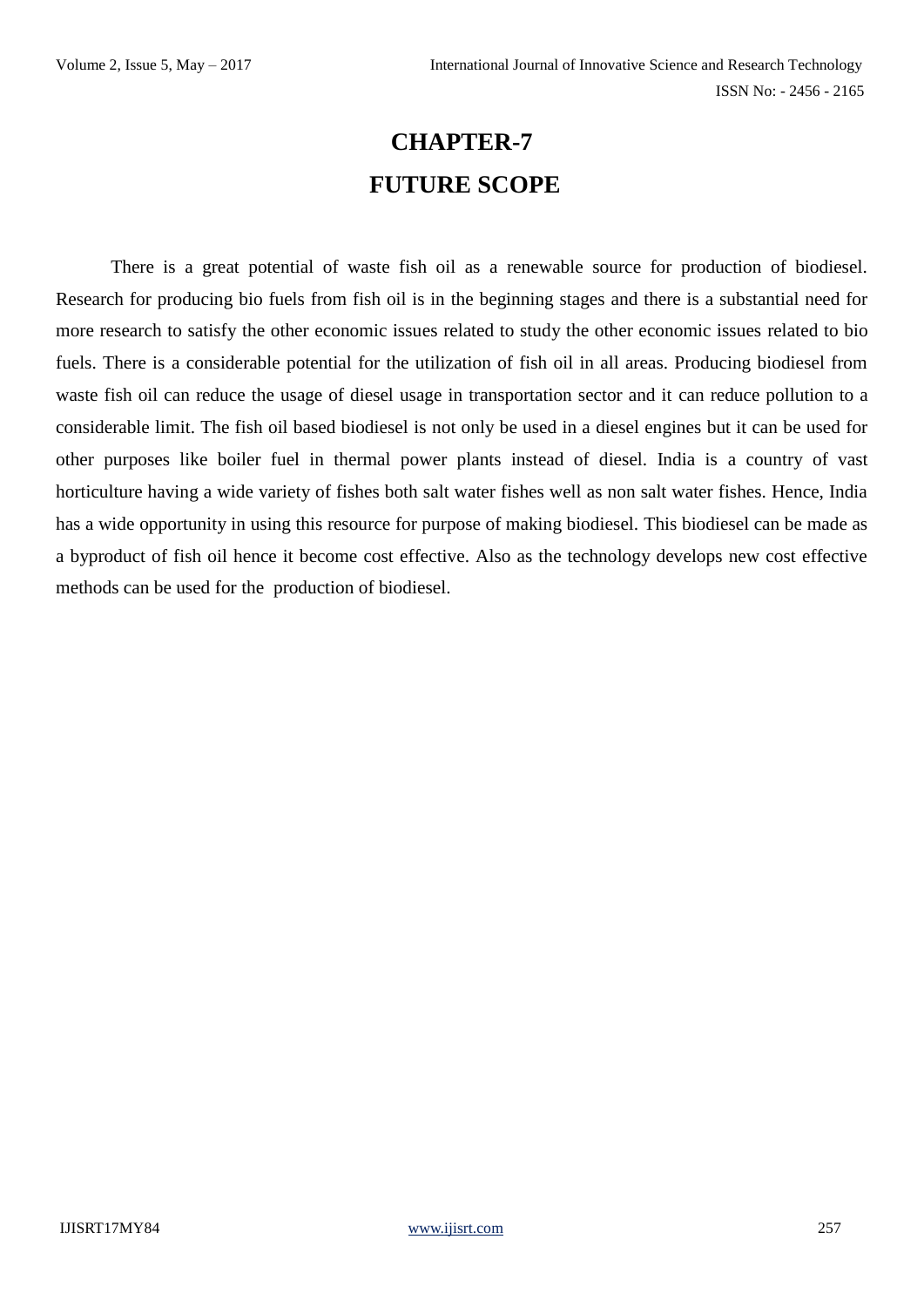# CHAPTER-7

# FUTURE SCOPE

There is a great potential of waste fish oil as a renewable source for production of biodiesel. Research for producing bio fuels from fish oil is in the beginning stages and there is a substantial need for more research to satisfy the other economic issues related to study the other economic issues related to bio fuels. There is a considerable potential for the utilization of fish oil in all areas. Producing biodiesel from waste fish oil can reduce the usage of diesel usage in transportation sector and it can reduce pollution to a considerable limit. The fish oil based biodiesel is not only be used in a diesel engines but it can be used for other purposes like boiler fuel in thermal power plants instead of diesel. India is a country of vast horticulture having a wide variety of fishes both salt water fishes well as non salt water fishes. Hence, India has a wide opportunity in using this resource for purpose of making biodiesel. This biodiesel can be made as a byproduct of fish oil hence it become cost effective. Also as the technology develops new cost effective methods can be used for the production of biodiesel.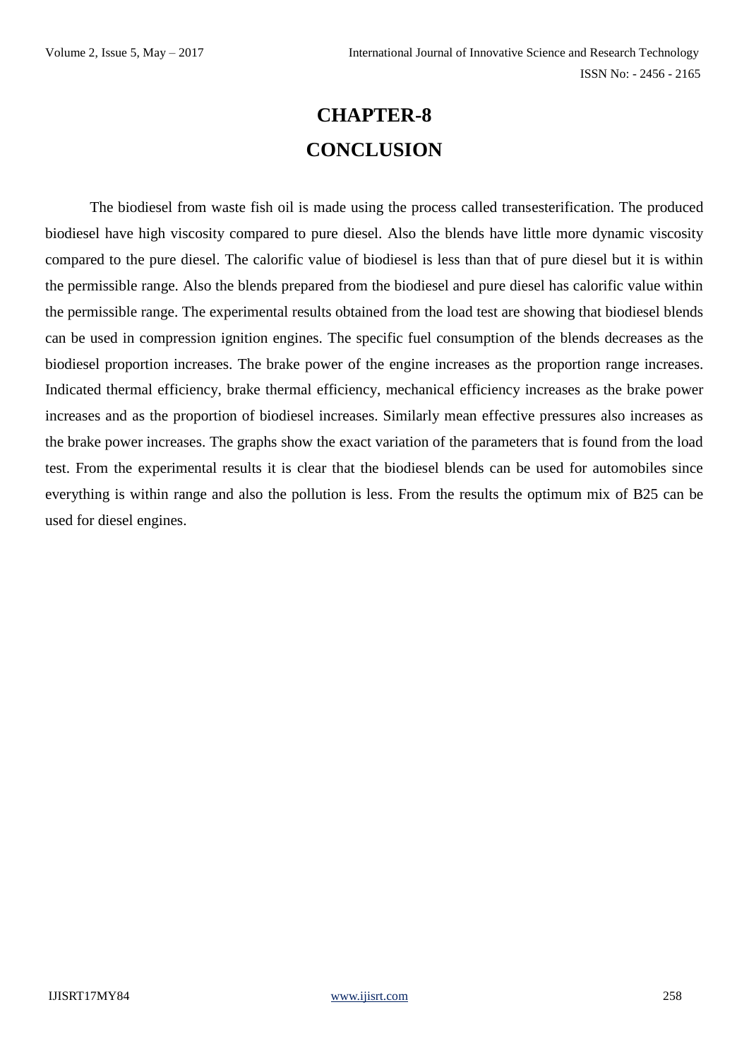# CHAPTER-8

# CONCLUSION

The biodiesel from waste fish oil is made using the process called transesterification. The produced biodiesel have high viscosity compared to pure diesel. Also the blends have little more dynamic viscosity compared to the pure diesel. The calorific value of biodiesel is less than that of pure diesel but it is within the permissible range. Also the blends prepared from the biodiesel and pure diesel has calorific value within the permissible range. The experimental results obtained from the load test are showing that biodiesel blends can be used in compression ignition engines. The specific fuel consumption of the blends decreases as the biodiesel proportion increases. The brake power of the engine increases as the proportion range increases. Indicated thermal efficiency, brake thermal efficiency, mechanical efficiency increases as the brake power increases and as the proportion of biodiesel increases. Similarly mean effective pressures also increases as the brake power increases. The graphs show the exact variation of the parameters that is found from the load test. From the experimental results it is clear that the biodiesel blends can be used for automobiles since everything is within range and also the pollution is less. From the results the optimum mix of B25 can be used for diesel engines.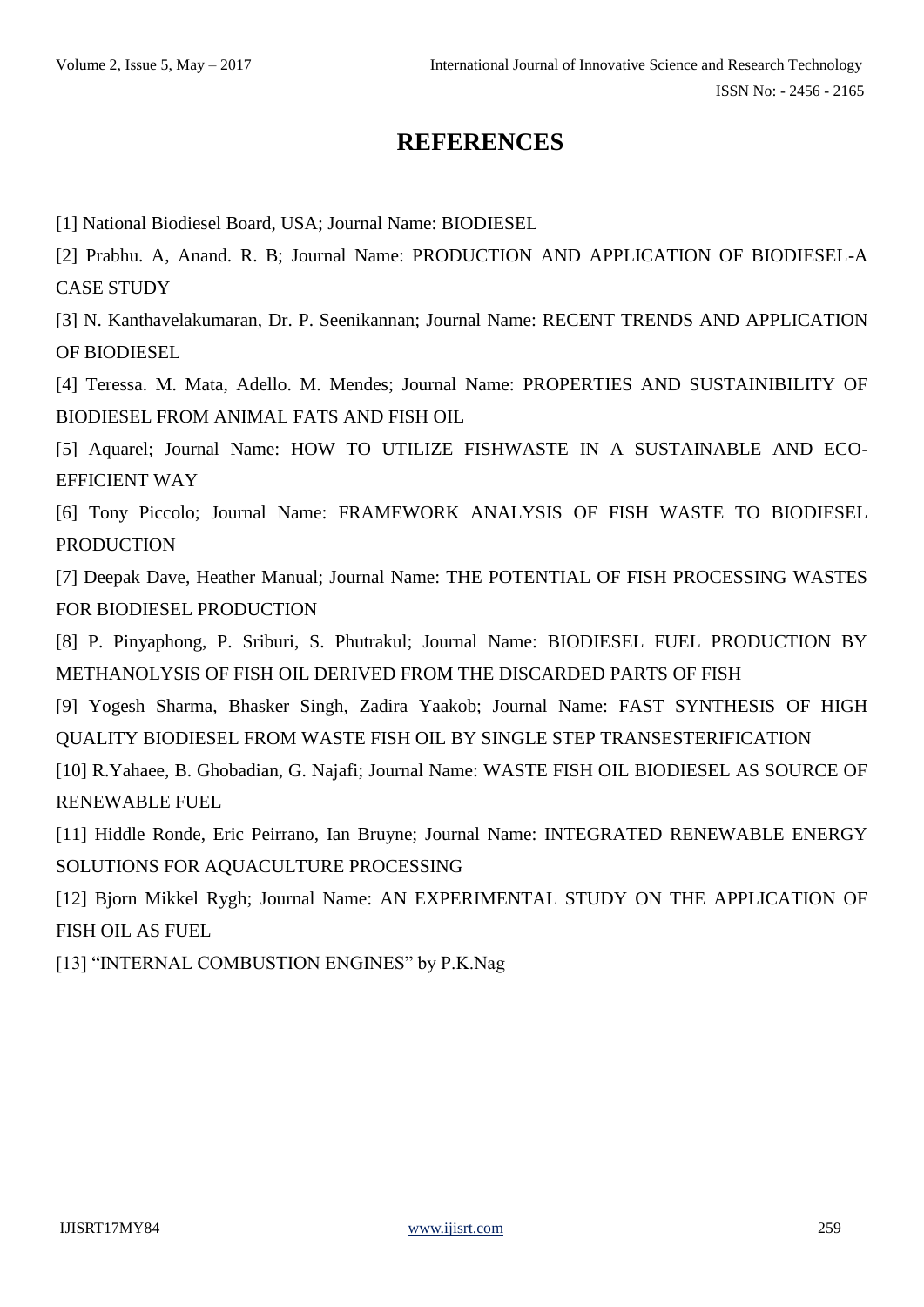# REFERENCES

[1] National Biodiesel Board, USA; Journal Name: BIODIESEL

[2] Prabhu. A, Anand. R. B; Journal Name: PRODUCTION AND APPLICATION OF BIODIESEL-A CASE STUDY

[3] N. Kanthavelakumaran, Dr. P. Seenikannan; Journal Name: RECENT TRENDS AND APPLICATION OF BIODIESEL

[4] Teressa. M. Mata, Adello. M. Mendes; Journal Name: PROPERTIES AND SUSTAINIBILITY OF BIODIESEL FROM ANIMAL FATS AND FISH OIL

[5] Aquarel; Journal Name: HOW TO UTILIZE FISHWASTE IN A SUSTAINABLE AND ECO-EFFICIENT WAY

[6] Tony Piccolo; Journal Name: FRAMEWORK ANALYSIS OF FISH WASTE TO BIODIESEL PRODUCTION

[7] Deepak Dave, Heather Manual; Journal Name: THE POTENTIAL OF FISH PROCESSING WASTES FOR BIODIESEL PRODUCTION

[8] P. Pinyaphong, P. Sriburi, S. Phutrakul; Journal Name: BIODIESEL FUEL PRODUCTION BY METHANOLYSIS OF FISH OIL DERIVED FROM THE DISCARDED PARTS OF FISH

[9] Yogesh Sharma, Bhasker Singh, Zadira Yaakob; Journal Name: FAST SYNTHESIS OF HIGH QUALITY BIODIESEL FROM WASTE FISH OIL BY SINGLE STEP TRANSESTERIFICATION

[10] R.Yahaee, B. Ghobadian, G. Najafi; Journal Name: WASTE FISH OIL BIODIESEL AS SOURCE OF RENEWABLE FUEL

[11] Hiddle Ronde, Eric Peirrano, Ian Bruyne; Journal Name: INTEGRATED RENEWABLE ENERGY SOLUTIONS FOR AQUACULTURE PROCESSING

[12] Bjorn Mikkel Rygh; Journal Name: AN EXPERIMENTAL STUDY ON THE APPLICATION OF FISH OIL AS FUEL

[13] "INTERNAL COMBUSTION ENGINES" by P.K.Nag